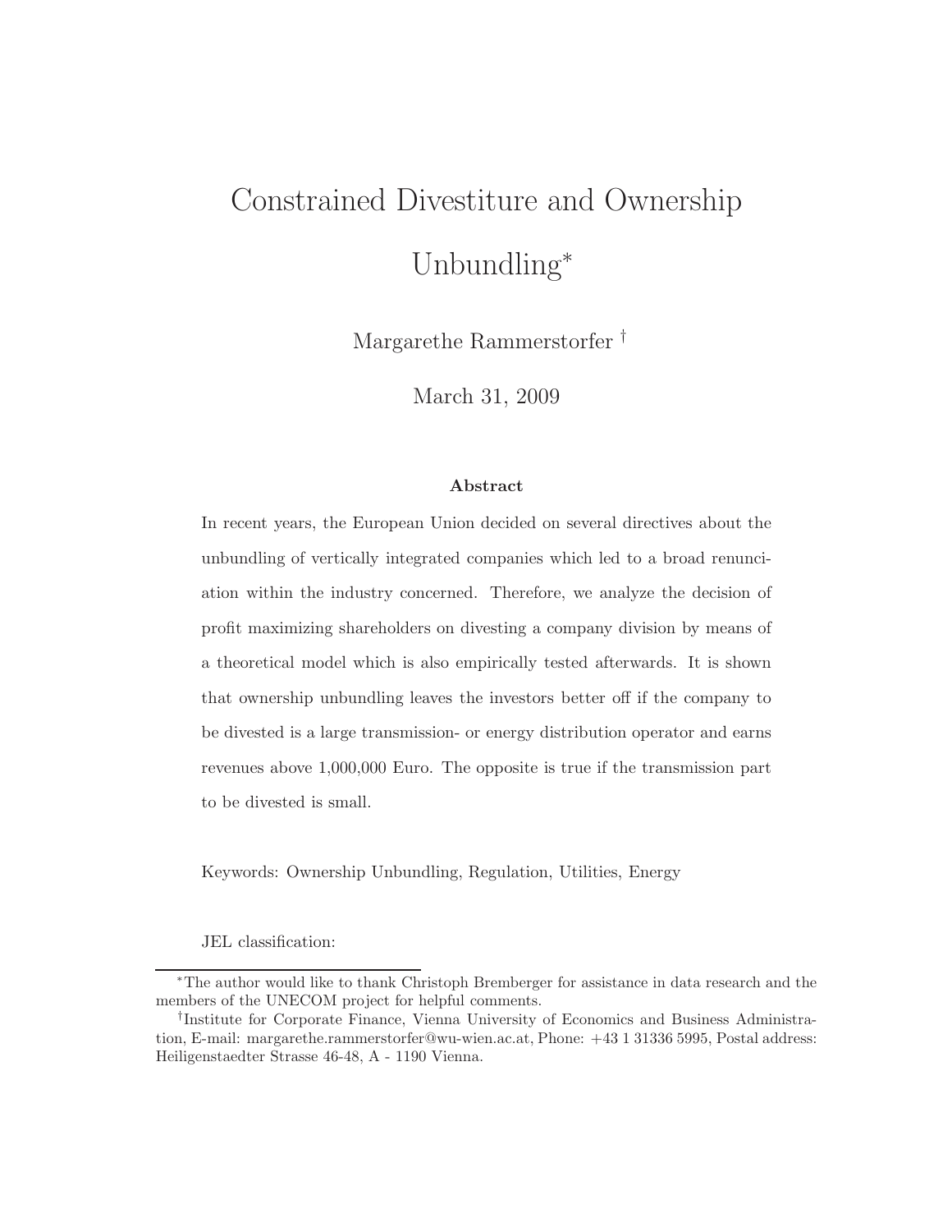# Constrained Divestiture and Ownership Unbundling*

Margarethe Rammerstorfer †

March 31, 2009

**Abstract**

In recent years, the European Union decided on several directives about the unbundling of vertically integrated companies which led to a broad renunciation within the industry concerned. Therefore, we analyze the decision of profit maximizing shareholders on divesting a company division by means of a theoretical model which is also empirically tested afterwards. It is shown that ownership unbundling leaves the investors better off if the company to be divested is a large transmission- or energy distribution operator and earns revenues above 1,000,000 Euro. The opposite is true if the transmission part to be divested is small.

Keywords: Ownership Unbundling, Regulation, Utilities, Energy

JEL classification:

---

*The author would like to thank Christoph Bremberger for assistance in data research and the members of the UNECOM project for helpful comments.

†Institute for Corporate Finance, Vienna University of Economics and Business Administration, E-mail: margarethe.rammerstorfer@wu-wien.ac.at, Phone: +43 1 31336 5995, Postal address: Heiligenstaedter Strasse 46-48, A - 1190 Vienna.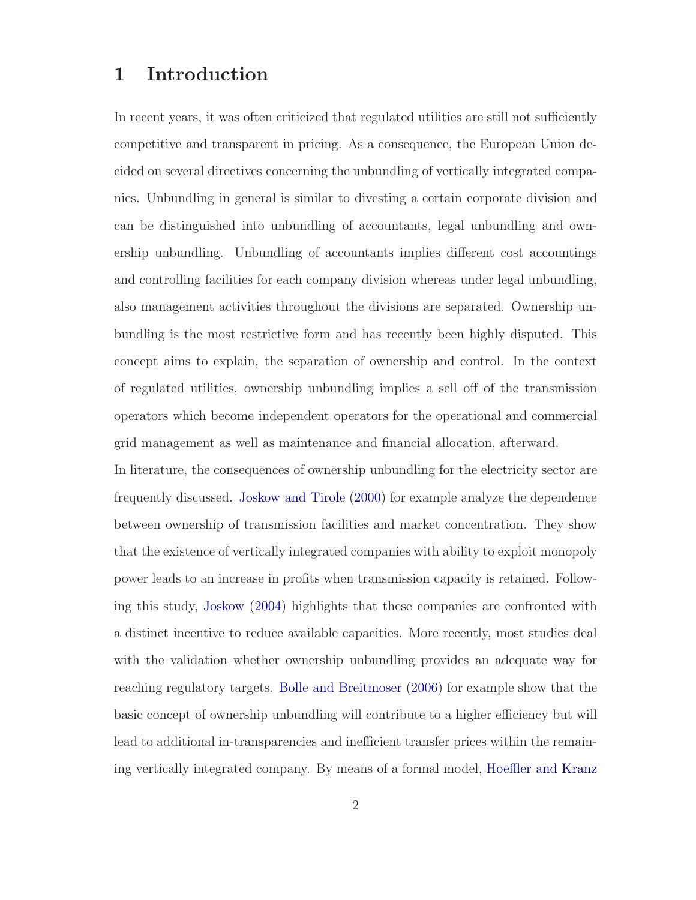# 1 Introduction

In recent years, it was often criticized that regulated utilities are still not sufficiently competitive and transparent in pricing. As a consequence, the European Union decided on several directives concerning the unbundling of vertically integrated companies. Unbundling in general is similar to divesting a certain corporate division and can be distinguished into unbundling of accountants, legal unbundling and ownership unbundling. Unbundling of accountants implies different cost accountings and controlling facilities for each company division whereas under legal unbundling, also management activities throughout the divisions are separated. Ownership unbundling is the most restrictive form and has recently been highly disputed. This concept aims to explain, the separation of ownership and control. In the context of regulated utilities, ownership unbundling implies a sell off of the transmission operators which become independent operators for the operational and commercial grid management as well as maintenance and financial allocation, afterward.

In literature, the consequences of ownership unbundling for the electricity sector are frequently discussed. Joskow and Tirole (2000) for example analyze the dependence between ownership of transmission facilities and market concentration. They show that the existence of vertically integrated companies with ability to exploit monopoly power leads to an increase in profits when transmission capacity is retained. Following this study, Joskow (2004) highlights that these companies are confronted with a distinct incentive to reduce available capacities. More recently, most studies deal with the validation whether ownership unbundling provides an adequate way for reaching regulatory targets. Bolle and Breitmoser (2006) for example show that the basic concept of ownership unbundling will contribute to a higher efficiency but will lead to additional in-transparencies and inefficient transfer prices within the remaining vertically integrated company. By means of a formal model, Hoeffler and Kranz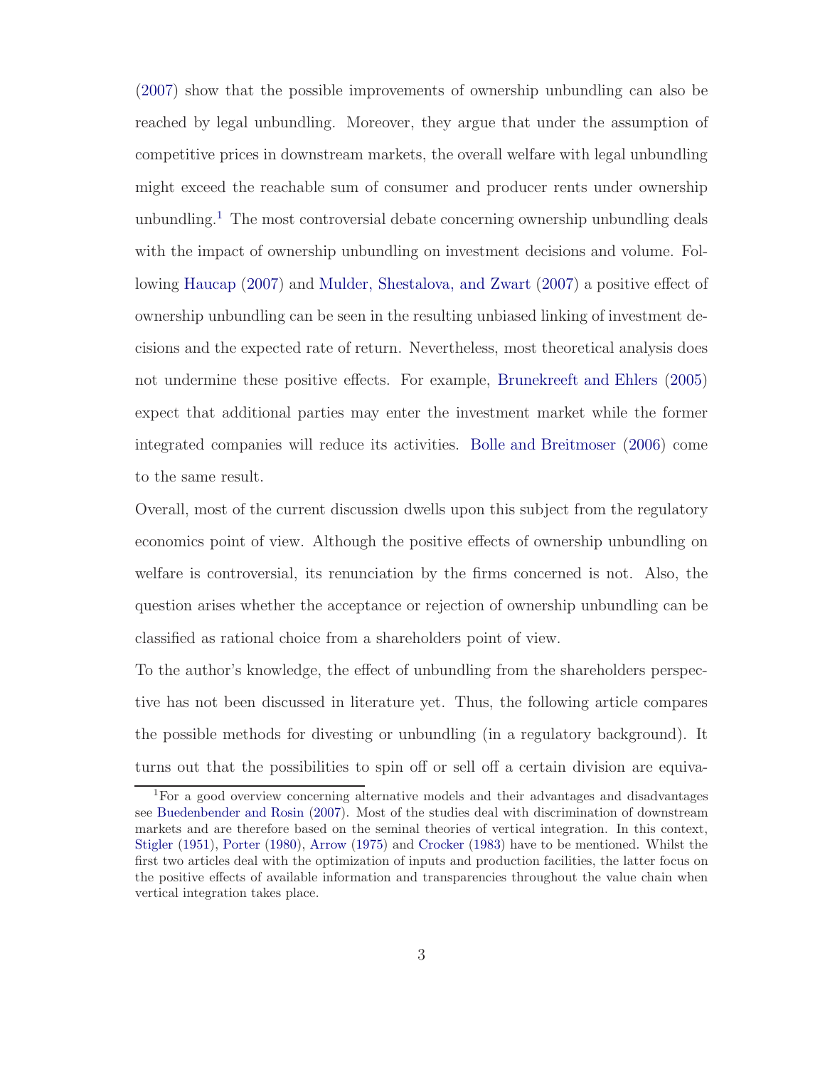(2007) show that the possible improvements of ownership unbundling can also be reached by legal unbundling. Moreover, they argue that under the assumption of competitive prices in downstream markets, the overall welfare with legal unbundling might exceed the reachable sum of consumer and producer rents under ownership unbundling.[1] The most controversial debate concerning ownership unbundling deals with the impact of ownership unbundling on investment decisions and volume. Following Haucap (2007) and Mulder, Shestalova, and Zwart (2007) a positive effect of ownership unbundling can be seen in the resulting unbiased linking of investment decisions and the expected rate of return. Nevertheless, most theoretical analysis does not undermine these positive effects. For example, Brunekreeft and Ehlers (2005) expect that additional parties may enter the investment market while the former integrated companies will reduce its activities. Bolle and Breitmoser (2006) come to the same result.

Overall, most of the current discussion dwells upon this subject from the regulatory economics point of view. Although the positive effects of ownership unbundling on welfare is controversial, its renunciation by the firms concerned is not. Also, the question arises whether the acceptance or rejection of ownership unbundling can be classified as rational choice from a shareholders point of view.

To the author's knowledge, the effect of unbundling from the shareholders perspective has not been discussed in literature yet. Thus, the following article compares the possible methods for divesting or unbundling (in a regulatory background). It turns out that the possibilities to spin off or sell off a certain division are equiva-

[1] For a good overview concerning alternative models and their advantages and disadvantages see Buedenbender and Rosin (2007). Most of the studies deal with discrimination of downstream markets and are therefore based on the seminal theories of vertical integration. In this context, Stigler (1951), Porter (1980), Arrow (1975) and Crocker (1983) have to be mentioned. Whilst the first two articles deal with the optimization of inputs and production facilities, the latter focus on the positive effects of available information and transparencies throughout the value chain when vertical integration takes place.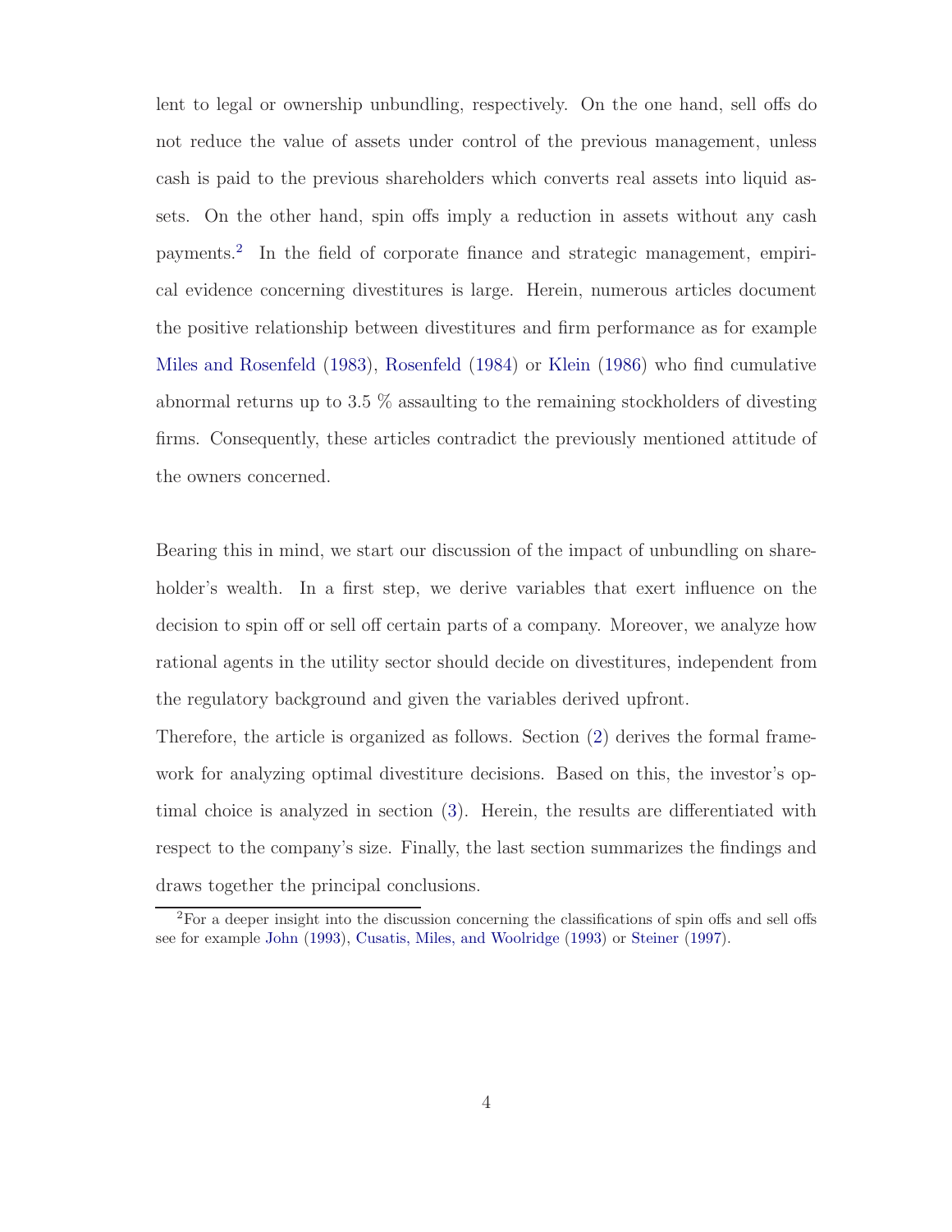lent to legal or ownership unbundling, respectively. On the one hand, sell offs do not reduce the value of assets under control of the previous management, unless cash is paid to the previous shareholders which converts real assets into liquid assets. On the other hand, spin offs imply a reduction in assets without any cash payments.[2] In the field of corporate finance and strategic management, empirical evidence concerning divestitures is large. Herein, numerous articles document the positive relationship between divestitures and firm performance as for example Miles and Rosenfeld (1983), Rosenfeld (1984) or Klein (1986) who find cumulative abnormal returns up to 3.5 % assaulting to the remaining stockholders of divesting firms. Consequently, these articles contradict the previously mentioned attitude of the owners concerned.

Bearing this in mind, we start our discussion of the impact of unbundling on shareholder's wealth. In a first step, we derive variables that exert influence on the decision to spin off or sell off certain parts of a company. Moreover, we analyze how rational agents in the utility sector should decide on divestitures, independent from the regulatory background and given the variables derived upfront.

Therefore, the article is organized as follows. Section (2) derives the formal framework for analyzing optimal divestiture decisions. Based on this, the investor's optimal choice is analyzed in section (3). Herein, the results are differentiated with respect to the company's size. Finally, the last section summarizes the findings and draws together the principal conclusions.

[2] For a deeper insight into the discussion concerning the classifications of spin offs and sell offs see for example John (1993), Cusatis, Miles, and Woolridge (1993) or Steiner (1997).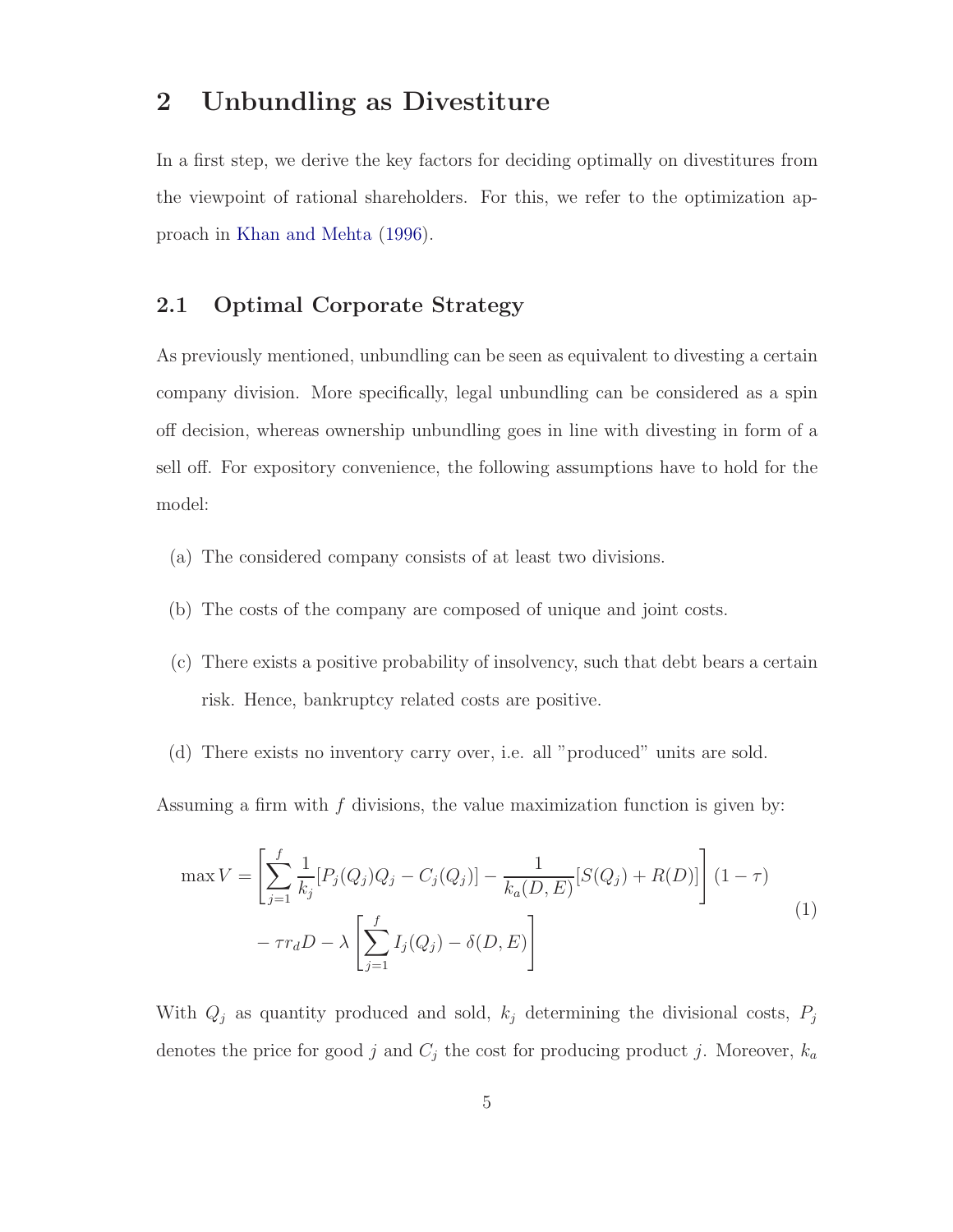## 2 Unbundling as Divestiture

In a first step, we derive the key factors for deciding optimally on divestitures from the viewpoint of rational shareholders. For this, we refer to the optimization approach in Khan and Mehta (1996).

### 2.1 Optimal Corporate Strategy

As previously mentioned, unbundling can be seen as equivalent to divesting a certain company division. More specifically, legal unbundling can be considered as a spin off decision, whereas ownership unbundling goes in line with divesting in form of a sell off. For expository convenience, the following assumptions have to hold for the model:

(a) The considered company consists of at least two divisions.

(b) The costs of the company are composed of unique and joint costs.

(c) There exists a positive probability of insolvency, such that debt bears a certain risk. Hence, bankruptcy related costs are positive.

(d) There exists no inventory carry over, i.e. all "produced" units are sold.

Assuming a firm with $f$ divisions, the value maximization function is given by:

$$
\begin{aligned}
\max V = & \left[ \sum_{j=1}^{f} \frac{1}{k_j} [P_j(Q_j)Q_j - C_j(Q_j)] - \frac{1}{k_a(D,E)} [S(Q_j) + R(D)] \right] (1 - \tau) \\
& - \tau r_d D - \lambda \left[ \sum_{j=1}^{f} I_j(Q_j) - \delta(D,E) \right]
\end{aligned}
\tag{1}
$$

With $Q_j$ as quantity produced and sold, $k_j$ determining the divisional costs, $P_j$ denotes the price for good $j$ and $C_j$ the cost for producing product $j$. Moreover, $k_a$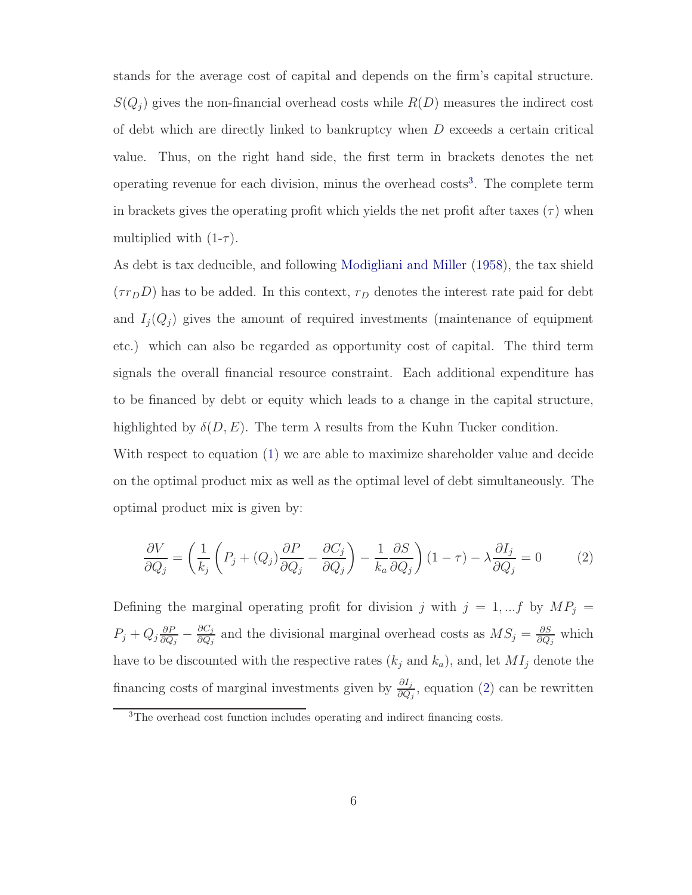stands for the average cost of capital and depends on the firm's capital structure. $S(Q_j)$ gives the non-financial overhead costs while $R(D)$ measures the indirect cost of debt which are directly linked to bankruptcy when $D$ exceeds a certain critical value. Thus, on the right hand side, the first term in brackets denotes the net operating revenue for each division, minus the overhead costs[3]. The complete term in brackets gives the operating profit which yields the net profit after taxes ($\tau$) when multiplied with (1-$\tau$).

As debt is tax deducible, and following Modigliani and Miller (1958), the tax shield ($\tau r_D D$) has to be added. In this context, $r_D$ denotes the interest rate paid for debt and $I_j(Q_j)$ gives the amount of required investments (maintenance of equipment etc.) which can also be regarded as opportunity cost of capital. The third term signals the overall financial resource constraint. Each additional expenditure has to be financed by debt or equity which leads to a change in the capital structure, highlighted by $\delta(D, E)$. The term $\lambda$ results from the Kuhn Tucker condition.

With respect to equation (1) we are able to maximize shareholder value and decide on the optimal product mix as well as the optimal level of debt simultaneously. The optimal product mix is given by:

$$\frac{\partial V}{\partial Q_j} = \left( \frac{1}{k_j} \left( P_j + (Q_j) \frac{\partial P}{\partial Q_j} - \frac{\partial C_j}{\partial Q_j} \right) - \frac{1}{k_a} \frac{\partial S}{\partial Q_j} \right) (1 - \tau) - \lambda \frac{\partial I_j}{\partial Q_j} = 0 \tag{2}$$

Defining the marginal operating profit for division $j$ with $j = 1, ...f$ by $MP_j = P_j + Q_j \frac{\partial P}{\partial Q_j} - \frac{\partial C_j}{\partial Q_j}$ and the divisional marginal overhead costs as $MS_j = \frac{\partial S}{\partial Q_j}$ which have to be discounted with the respective rates ($k_j$ and $k_a$), and, let $MI_j$ denote the financing costs of marginal investments given by $\frac{\partial I_j}{\partial Q_j}$, equation (2) can be rewritten

[3] The overhead cost function includes operating and indirect financing costs.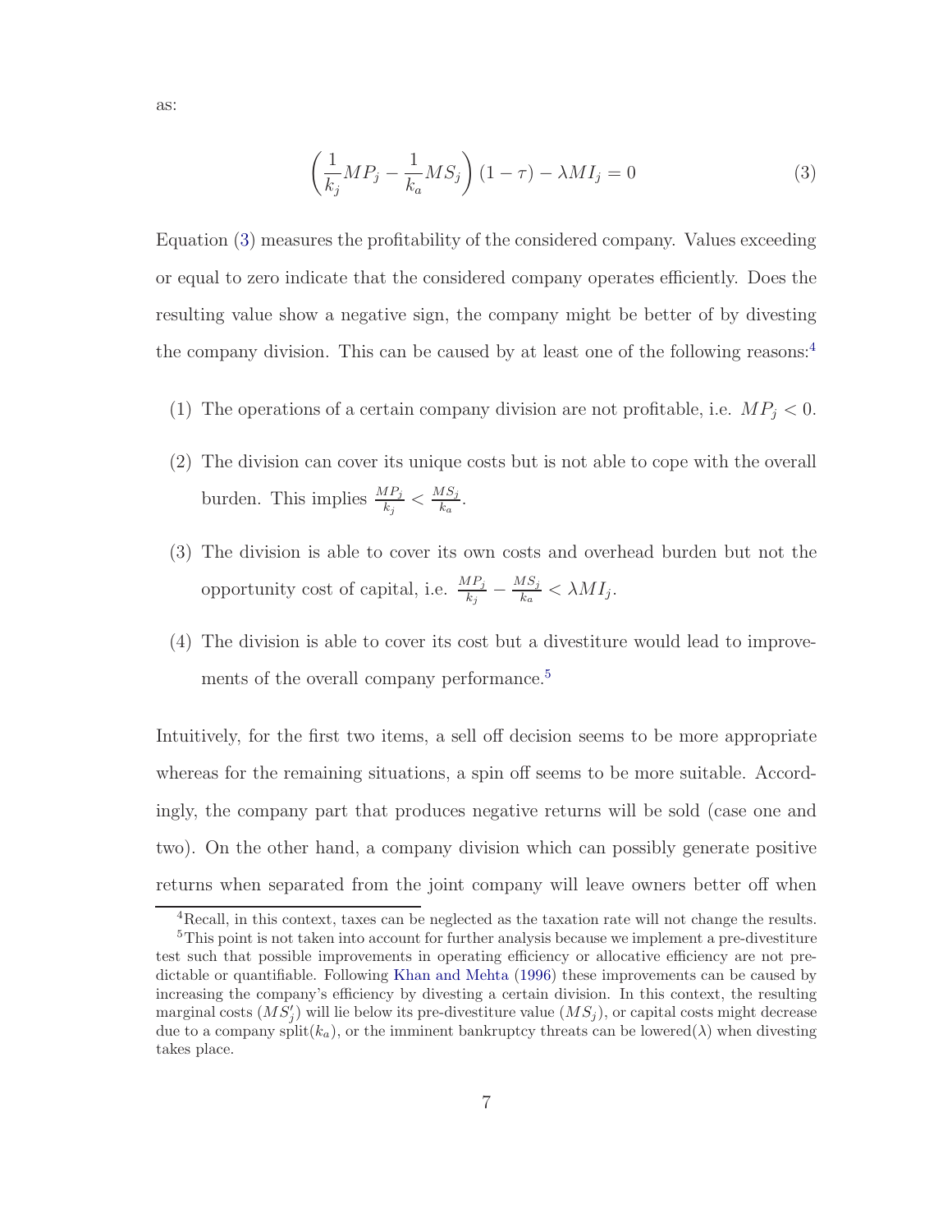as:

$$\left(\frac{1}{k_j}MP_j - \frac{1}{k_a}MS_j\right)(1-\tau) - \lambda MI_j = 0 \tag{3}$$

Equation (3) measures the profitability of the considered company. Values exceeding or equal to zero indicate that the considered company operates efficiently. Does the resulting value show a negative sign, the company might be better of by divesting the company division. This can be caused by at least one of the following reasons:[4]

(1) The operations of a certain company division are not profitable, i.e. $MP_j < 0$.

(2) The division can cover its unique costs but is not able to cope with the overall burden. This implies $\frac{MP_j}{k_j} < \frac{MS_j}{k_a}$.

(3) The division is able to cover its own costs and overhead burden but not the opportunity cost of capital, i.e. $\frac{MP_j}{k_j} - \frac{MS_j}{k_a} < \lambda MI_j$.

(4) The division is able to cover its cost but a divestiture would lead to improvements of the overall company performance.[5]

Intuitively, for the first two items, a sell off decision seems to be more appropriate whereas for the remaining situations, a spin off seems to be more suitable. Accordingly, the company part that produces negative returns will be sold (case one and two). On the other hand, a company division which can possibly generate positive returns when separated from the joint company will leave owners better off when

[4] Recall, in this context, taxes can be neglected as the taxation rate will not change the results.

[5] This point is not taken into account for further analysis because we implement a pre-divestiture test such that possible improvements in operating efficiency or allocative efficiency are not predictable or quantifiable. Following Khan and Mehta (1996) these improvements can be caused by increasing the company's efficiency by divesting a certain division. In this context, the resulting marginal costs ($MS_j'$) will lie below its pre-divestiture value ($MS_j$), or capital costs might decrease due to a company split($k_a$), or the imminent bankruptcy threats can be lowered($\lambda$) when divesting takes place.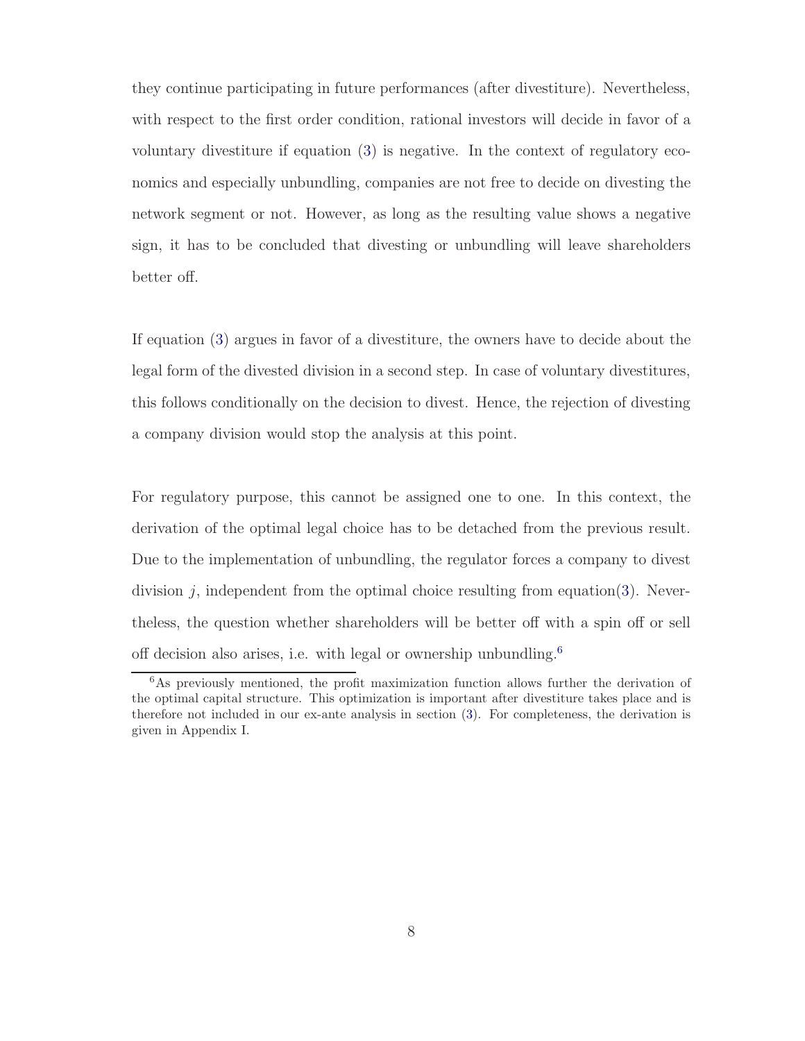they continue participating in future performances (after divestiture). Nevertheless, with respect to the first order condition, rational investors will decide in favor of a voluntary divestiture if equation (3) is negative. In the context of regulatory economics and especially unbundling, companies are not free to decide on divesting the network segment or not. However, as long as the resulting value shows a negative sign, it has to be concluded that divesting or unbundling will leave shareholders better off.

If equation (3) argues in favor of a divestiture, the owners have to decide about the legal form of the divested division in a second step. In case of voluntary divestitures, this follows conditionally on the decision to divest. Hence, the rejection of divesting a company division would stop the analysis at this point.

For regulatory purpose, this cannot be assigned one to one. In this context, the derivation of the optimal legal choice has to be detached from the previous result. Due to the implementation of unbundling, the regulator forces a company to divest division $j$, independent from the optimal choice resulting from equation(3). Nevertheless, the question whether shareholders will be better off with a spin off or sell off decision also arises, i.e. with legal or ownership unbundling.[6]

[6] As previously mentioned, the profit maximization function allows further the derivation of the optimal capital structure. This optimization is important after divestiture takes place and is therefore not included in our ex-ante analysis in section (3). For completeness, the derivation is given in Appendix I.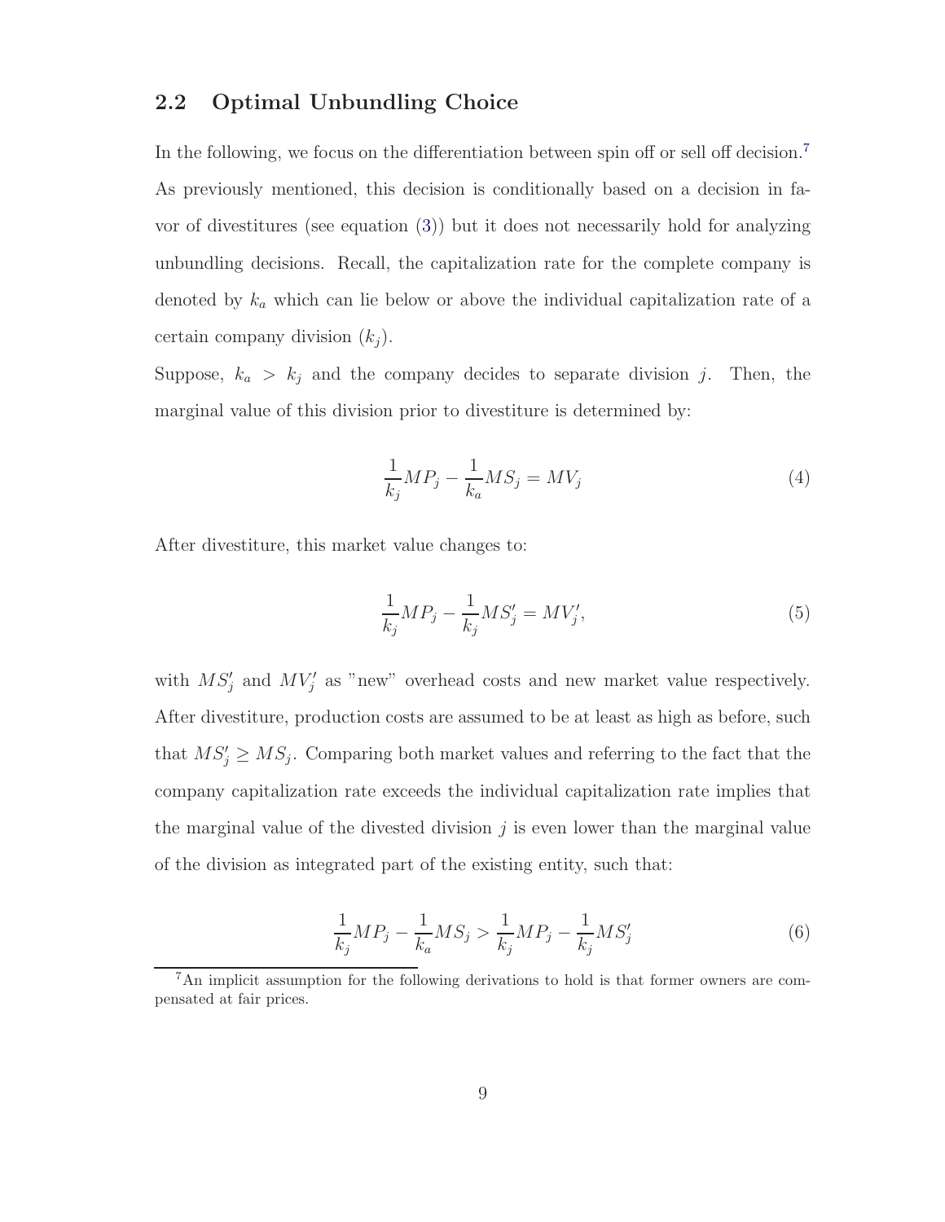## 2.2 Optimal Unbundling Choice

In the following, we focus on the differentiation between spin off or sell off decision.[7] As previously mentioned, this decision is conditionally based on a decision in favor of divestitures (see equation (3)) but it does not necessarily hold for analyzing unbundling decisions. Recall, the capitalization rate for the complete company is denoted by $k_a$ which can lie below or above the individual capitalization rate of a certain company division ($k_j$).

Suppose, $k_a > k_j$ and the company decides to separate division $j$. Then, the marginal value of this division prior to divestiture is determined by:

$$\frac{1}{k_j}MP_j - \frac{1}{k_a}MS_j = MV_j \tag{4}$$

After divestiture, this market value changes to:

$$\frac{1}{k_j}MP_j - \frac{1}{k_j}MS'_j = MV'_j, \tag{5}$$

with $MS'_j$ and $MV'_j$ as "new" overhead costs and new market value respectively. After divestiture, production costs are assumed to be at least as high as before, such that $MS'_j \geq MS_j$. Comparing both market values and referring to the fact that the company capitalization rate exceeds the individual capitalization rate implies that the marginal value of the divested division $j$ is even lower than the marginal value of the division as integrated part of the existing entity, such that:

$$\frac{1}{k_j}MP_j - \frac{1}{k_a}MS_j > \frac{1}{k_j}MP_j - \frac{1}{k_j}MS'_j \tag{6}$$

[7] An implicit assumption for the following derivations to hold is that former owners are compensated at fair prices.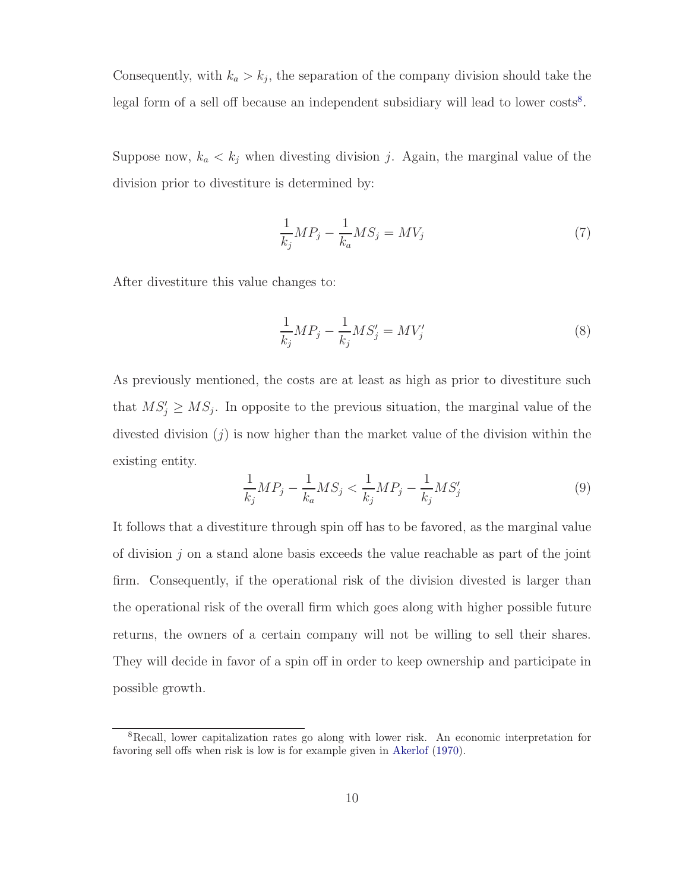Consequently, with $k_a > k_j$, the separation of the company division should take the legal form of a sell off because an independent subsidiary will lead to lower costs[8].

Suppose now, $k_a < k_j$ when divesting division $j$. Again, the marginal value of the division prior to divestiture is determined by:

$$\frac{1}{k_j}MP_j - \frac{1}{k_a}MS_j = MV_j \tag{7}$$

After divestiture this value changes to:

$$\frac{1}{k_j}MP_j - \frac{1}{k_j}MS'_j = MV'_j \tag{8}$$

As previously mentioned, the costs are at least as high as prior to divestiture such that $MS'_j \geq MS_j$. In opposite to the previous situation, the marginal value of the divested division ($j$) is now higher than the market value of the division within the existing entity.

$$\frac{1}{k_j}MP_j - \frac{1}{k_a}MS_j < \frac{1}{k_j}MP_j - \frac{1}{k_j}MS'_j \tag{9}$$

It follows that a divestiture through spin off has to be favored, as the marginal value of division $j$ on a stand alone basis exceeds the value reachable as part of the joint firm. Consequently, if the operational risk of the division divested is larger than the operational risk of the overall firm which goes along with higher possible future returns, the owners of a certain company will not be willing to sell their shares. They will decide in favor of a spin off in order to keep ownership and participate in possible growth.

[8] Recall, lower capitalization rates go along with lower risk. An economic interpretation for favoring sell offs when risk is low is for example given in Akerlof (1970).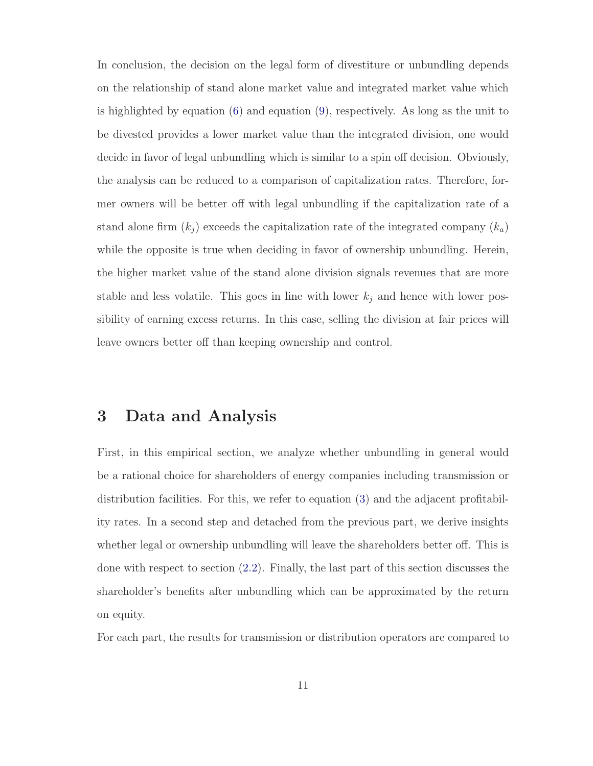In conclusion, the decision on the legal form of divestiture or unbundling depends on the relationship of stand alone market value and integrated market value which is highlighted by equation (6) and equation (9), respectively. As long as the unit to be divested provides a lower market value than the integrated division, one would decide in favor of legal unbundling which is similar to a spin off decision. Obviously, the analysis can be reduced to a comparison of capitalization rates. Therefore, former owners will be better off with legal unbundling if the capitalization rate of a stand alone firm ($k_j$) exceeds the capitalization rate of the integrated company ($k_a$) while the opposite is true when deciding in favor of ownership unbundling. Herein, the higher market value of the stand alone division signals revenues that are more stable and less volatile. This goes in line with lower $k_j$ and hence with lower possibility of earning excess returns. In this case, selling the division at fair prices will leave owners better off than keeping ownership and control.

# 3 Data and Analysis

First, in this empirical section, we analyze whether unbundling in general would be a rational choice for shareholders of energy companies including transmission or distribution facilities. For this, we refer to equation (3) and the adjacent profitability rates. In a second step and detached from the previous part, we derive insights whether legal or ownership unbundling will leave the shareholders better off. This is done with respect to section (2.2). Finally, the last part of this section discusses the shareholder's benefits after unbundling which can be approximated by the return on equity.

For each part, the results for transmission or distribution operators are compared to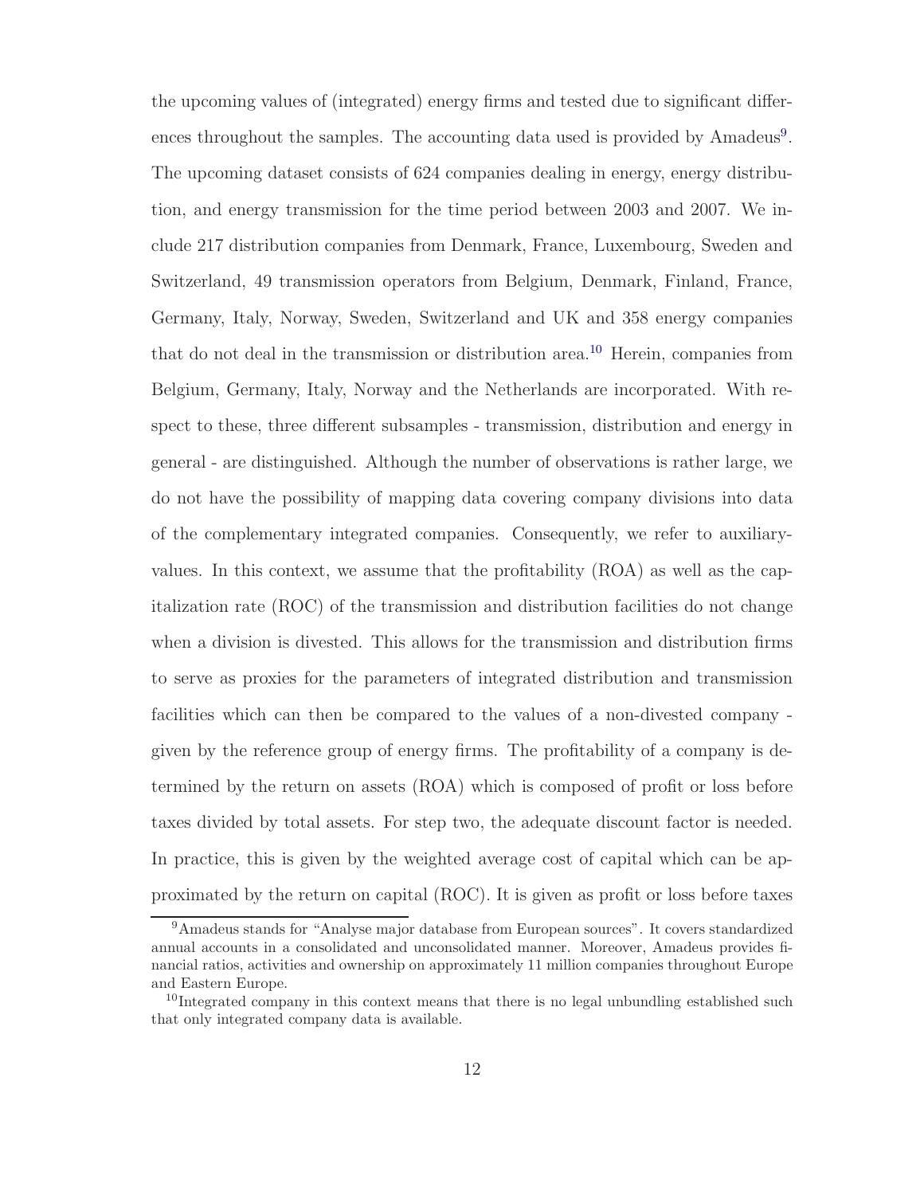the upcoming values of (integrated) energy firms and tested due to significant differences throughout the samples. The accounting data used is provided by Amadeus[9]. The upcoming dataset consists of 624 companies dealing in energy, energy distribution, and energy transmission for the time period between 2003 and 2007. We include 217 distribution companies from Denmark, France, Luxembourg, Sweden and Switzerland, 49 transmission operators from Belgium, Denmark, Finland, France, Germany, Italy, Norway, Sweden, Switzerland and UK and 358 energy companies that do not deal in the transmission or distribution area.[10] Herein, companies from Belgium, Germany, Italy, Norway and the Netherlands are incorporated. With respect to these, three different subsamples - transmission, distribution and energy in general - are distinguished. Although the number of observations is rather large, we do not have the possibility of mapping data covering company divisions into data of the complementary integrated companies. Consequently, we refer to auxiliary-values. In this context, we assume that the profitability (ROA) as well as the capitalization rate (ROC) of the transmission and distribution facilities do not change when a division is divested. This allows for the transmission and distribution firms to serve as proxies for the parameters of integrated distribution and transmission facilities which can then be compared to the values of a non-divested company - given by the reference group of energy firms. The profitability of a company is determined by the return on assets (ROA) which is composed of profit or loss before taxes divided by total assets. For step two, the adequate discount factor is needed. In practice, this is given by the weighted average cost of capital which can be approximated by the return on capital (ROC). It is given as profit or loss before taxes

[9]Amadeus stands for "Analyse major database from European sources". It covers standardized annual accounts in a consolidated and unconsolidated manner. Moreover, Amadeus provides financial ratios, activities and ownership on approximately 11 million companies throughout Europe and Eastern Europe.

[10]Integrated company in this context means that there is no legal unbundling established such that only integrated company data is available.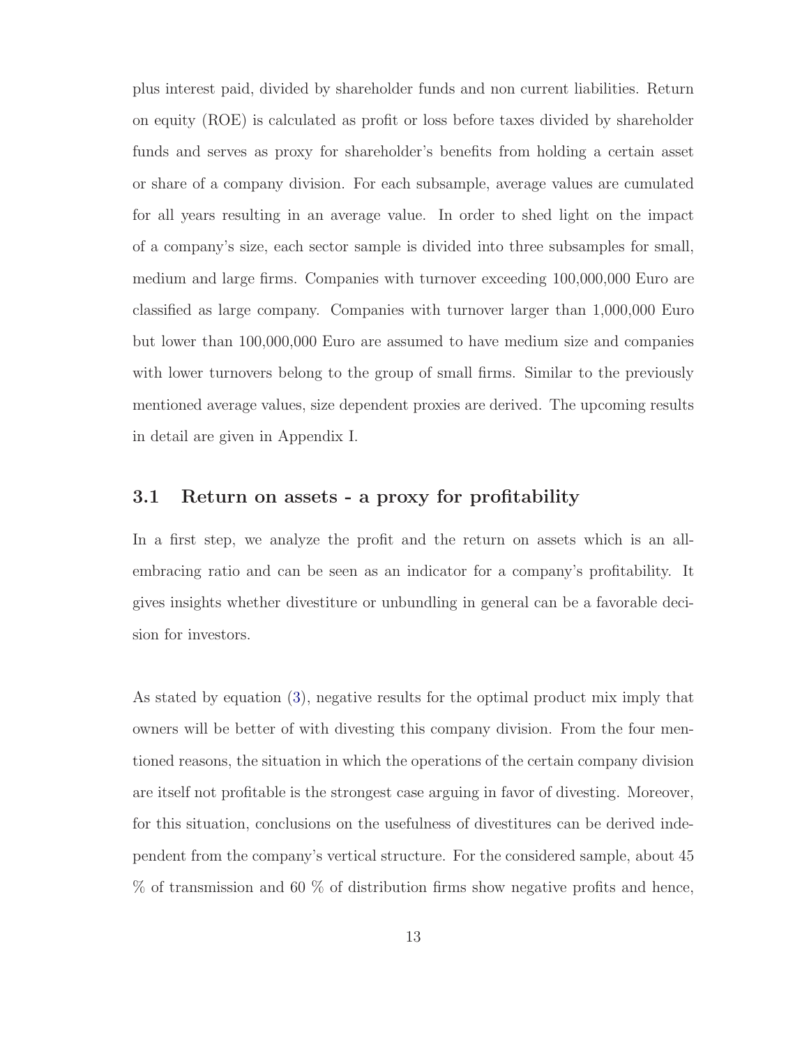plus interest paid, divided by shareholder funds and non current liabilities. Return on equity (ROE) is calculated as profit or loss before taxes divided by shareholder funds and serves as proxy for shareholder's benefits from holding a certain asset or share of a company division. For each subsample, average values are cumulated for all years resulting in an average value. In order to shed light on the impact of a company's size, each sector sample is divided into three subsamples for small, medium and large firms. Companies with turnover exceeding 100,000,000 Euro are classified as large company. Companies with turnover larger than 1,000,000 Euro but lower than 100,000,000 Euro are assumed to have medium size and companies with lower turnovers belong to the group of small firms. Similar to the previously mentioned average values, size dependent proxies are derived. The upcoming results in detail are given in Appendix I.

## 3.1 Return on assets - a proxy for profitability

In a first step, we analyze the profit and the return on assets which is an all-embracing ratio and can be seen as an indicator for a company's profitability. It gives insights whether divestiture or unbundling in general can be a favorable decision for investors.

As stated by equation (3), negative results for the optimal product mix imply that owners will be better of with divesting this company division. From the four mentioned reasons, the situation in which the operations of the certain company division are itself not profitable is the strongest case arguing in favor of divesting. Moreover, for this situation, conclusions on the usefulness of divestitures can be derived independent from the company's vertical structure. For the considered sample, about 45 % of transmission and 60 % of distribution firms show negative profits and hence,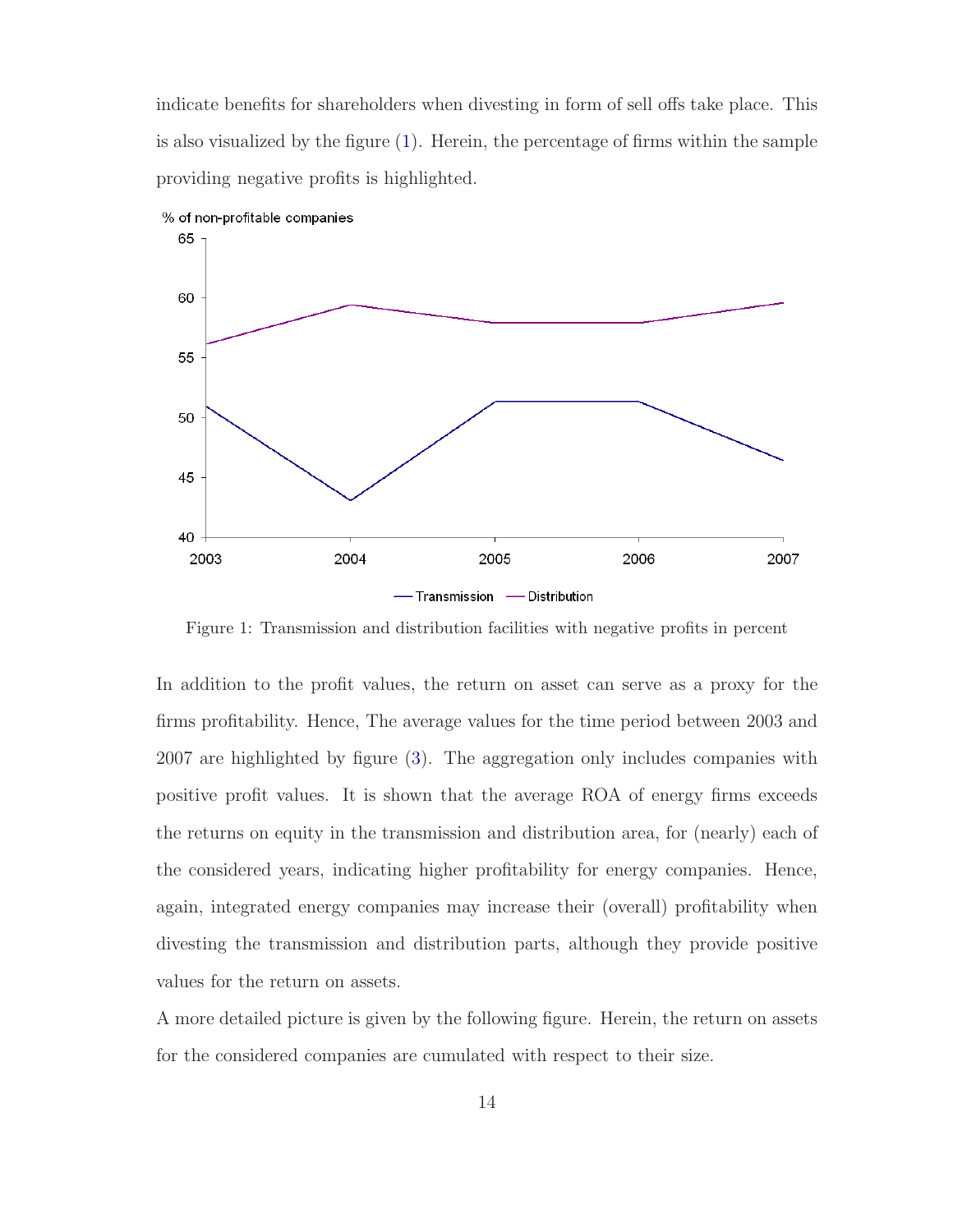indicate benefits for shareholders when divesting in form of sell offs take place. This is also visualized by the figure (1). Herein, the percentage of firms within the sample providing negative profits is highlighted.

Figure 1: Transmission and distribution facilities with negative profits in percent

In addition to the profit values, the return on asset can serve as a proxy for the firms profitability. Hence, The average values for the time period between 2003 and 2007 are highlighted by figure (3). The aggregation only includes companies with positive profit values. It is shown that the average ROA of energy firms exceeds the returns on equity in the transmission and distribution area, for (nearly) each of the considered years, indicating higher profitability for energy companies. Hence, again, integrated energy companies may increase their (overall) profitability when divesting the transmission and distribution parts, although they provide positive values for the return on assets.

A more detailed picture is given by the following figure. Herein, the return on assets for the considered companies are cumulated with respect to their size.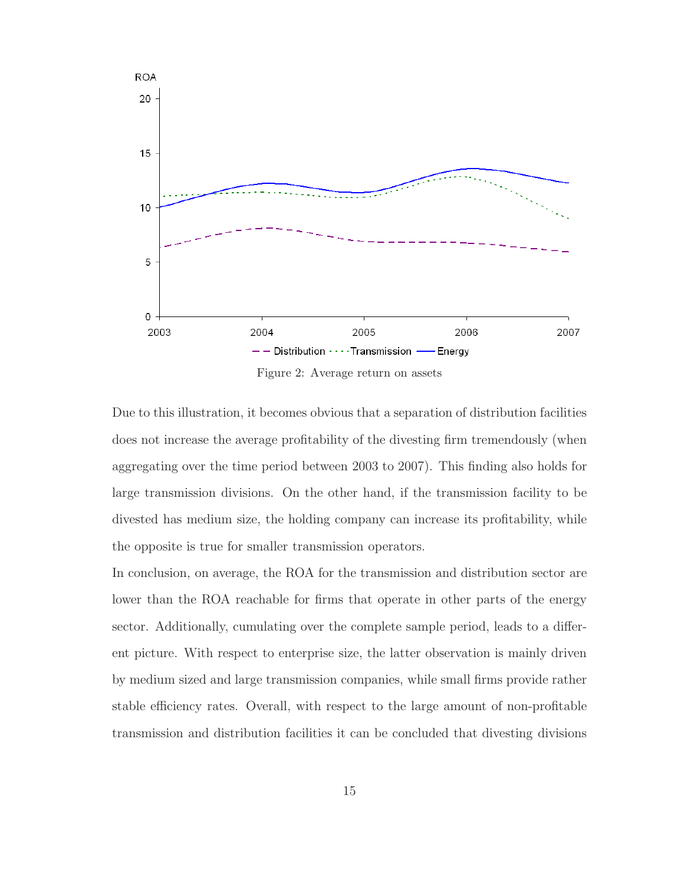Figure 2: Average return on assets

Due to this illustration, it becomes obvious that a separation of distribution facilities does not increase the average profitability of the divesting firm tremendously (when aggregating over the time period between 2003 to 2007). This finding also holds for large transmission divisions. On the other hand, if the transmission facility to be divested has medium size, the holding company can increase its profitability, while the opposite is true for smaller transmission operators.

In conclusion, on average, the ROA for the transmission and distribution sector are lower than the ROA reachable for firms that operate in other parts of the energy sector. Additionally, cumulating over the complete sample period, leads to a different picture. With respect to enterprise size, the latter observation is mainly driven by medium sized and large transmission companies, while small firms provide rather stable efficiency rates. Overall, with respect to the large amount of non-profitable transmission and distribution facilities it can be concluded that divesting divisions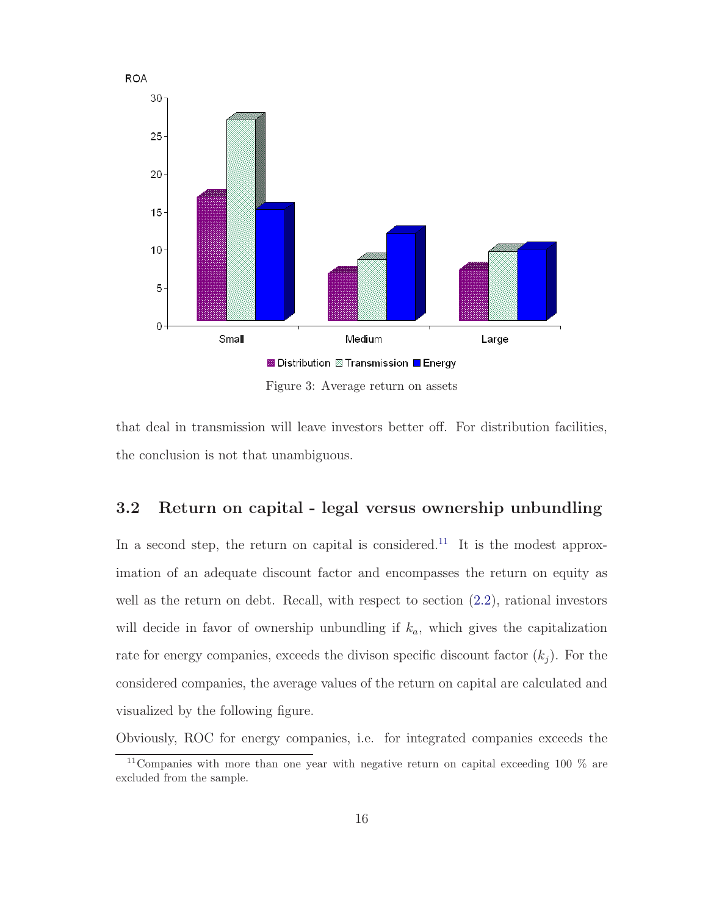Figure 3: Average return on assets

that deal in transmission will leave investors better off. For distribution facilities, the conclusion is not that unambiguous.

## 3.2 Return on capital - legal versus ownership unbundling

In a second step, the return on capital is considered.[11] It is the modest approximation of an adequate discount factor and encompasses the return on equity as well as the return on debt. Recall, with respect to section (2.2), rational investors will decide in favor of ownership unbundling if $k_a$, which gives the capitalization rate for energy companies, exceeds the divison specific discount factor ($k_j$). For the considered companies, the average values of the return on capital are calculated and visualized by the following figure.

Obviously, ROC for energy companies, i.e. for integrated companies exceeds the

[11] Companies with more than one year with negative return on capital exceeding 100 % are excluded from the sample.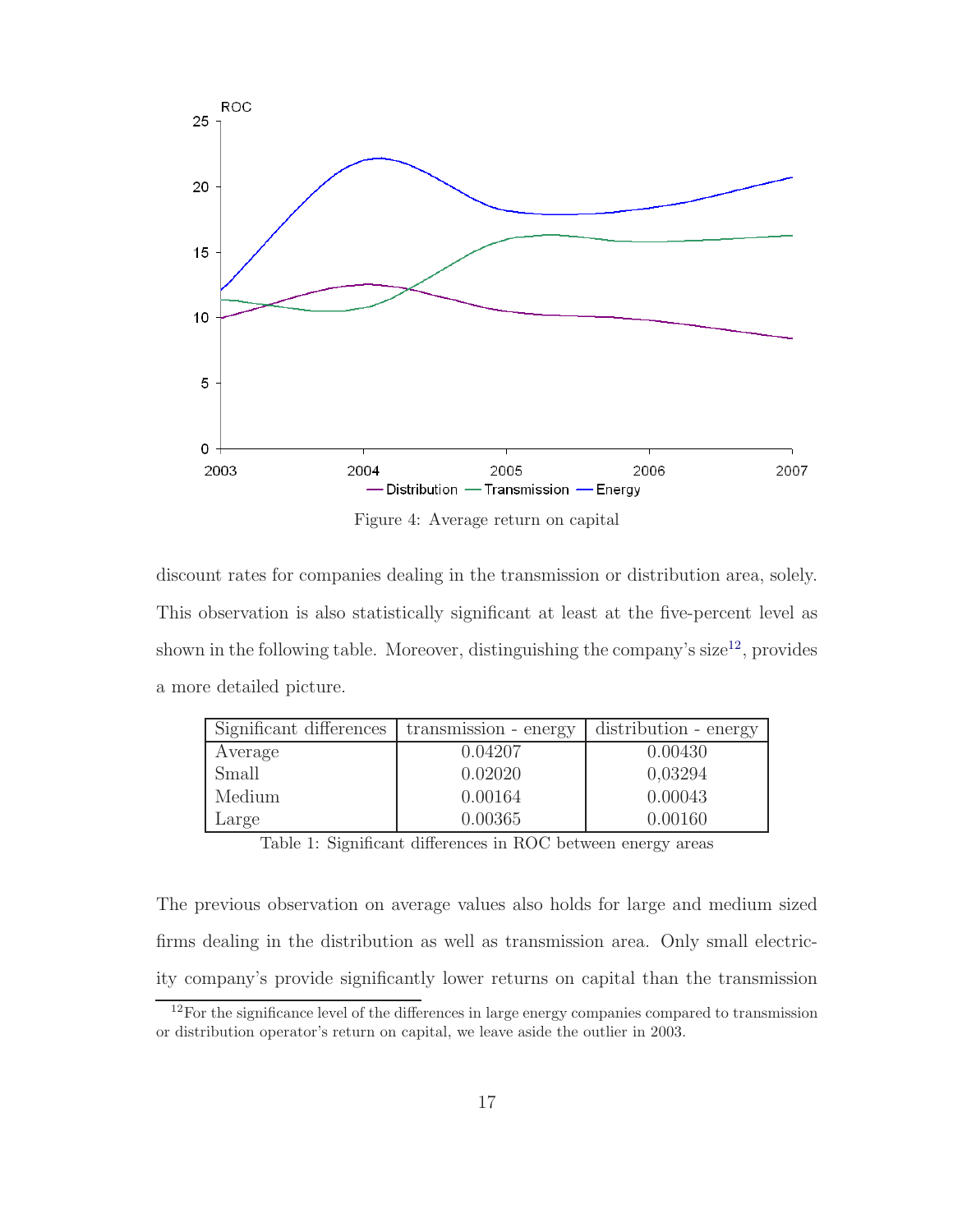Figure 4: Average return on capital

discount rates for companies dealing in the transmission or distribution area, solely. This observation is also statistically significant at least at the five-percent level as shown in the following table. Moreover, distinguishing the company's size[12], provides a more detailed picture.

| Significant differences | transmission - energy | distribution - energy |
|---|---|---|
| Average | 0.04207 | 0.00430 |
| Small | 0.02020 | 0,03294 |
| Medium | 0.00164 | 0.00043 |
| Large | 0.00365 | 0.00160 |

Table 1: Significant differences in ROC between energy areas

The previous observation on average values also holds for large and medium sized firms dealing in the distribution as well as transmission area. Only small electricity company's provide significantly lower returns on capital than the transmission

[12] For the significance level of the differences in large energy companies compared to transmission or distribution operator's return on capital, we leave aside the outlier in 2003.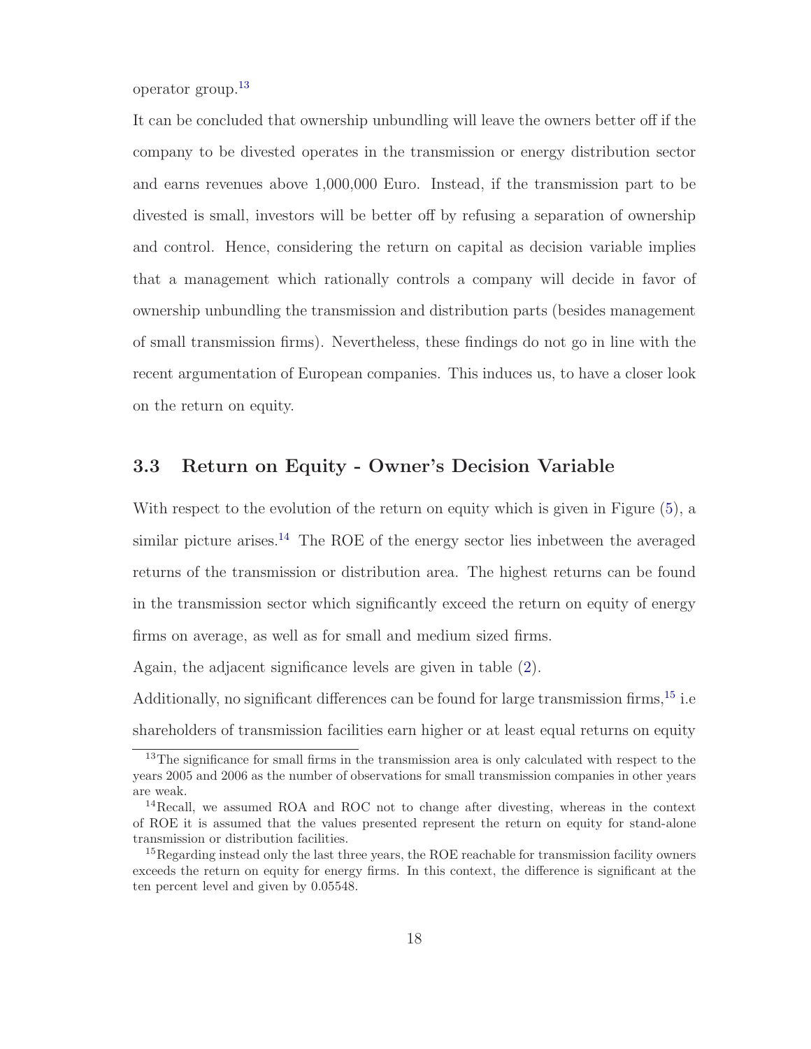operator group.[13]

It can be concluded that ownership unbundling will leave the owners better off if the company to be divested operates in the transmission or energy distribution sector and earns revenues above 1,000,000 Euro. Instead, if the transmission part to be divested is small, investors will be better off by refusing a separation of ownership and control. Hence, considering the return on capital as decision variable implies that a management which rationally controls a company will decide in favor of ownership unbundling the transmission and distribution parts (besides management of small transmission firms). Nevertheless, these findings do not go in line with the recent argumentation of European companies. This induces us, to have a closer look on the return on equity.

## 3.3 Return on Equity - Owner's Decision Variable

With respect to the evolution of the return on equity which is given in Figure (5), a similar picture arises.[14] The ROE of the energy sector lies inbetween the averaged returns of the transmission or distribution area. The highest returns can be found in the transmission sector which significantly exceed the return on equity of energy firms on average, as well as for small and medium sized firms.

Again, the adjacent significance levels are given in table (2).

Additionally, no significant differences can be found for large transmission firms,[15] i.e shareholders of transmission facilities earn higher or at least equal returns on equity

---

[13] The significance for small firms in the transmission area is only calculated with respect to the years 2005 and 2006 as the number of observations for small transmission companies in other years are weak.

[14] Recall, we assumed ROA and ROC not to change after divesting, whereas in the context of ROE it is assumed that the values presented represent the return on equity for stand-alone transmission or distribution facilities.

[15] Regarding instead only the last three years, the ROE reachable for transmission facility owners exceeds the return on equity for energy firms. In this context, the difference is significant at the ten percent level and given by 0.05548.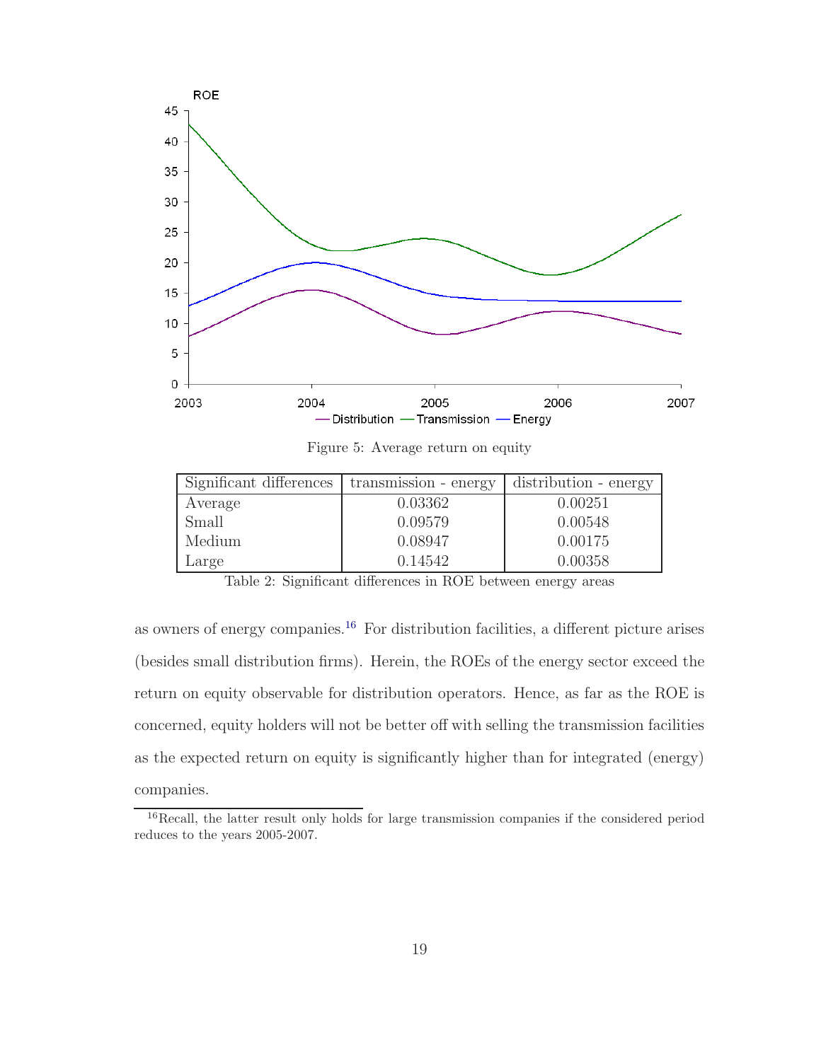Figure 5: Average return on equity

| Significant differences | transmission - energy | distribution - energy |
|---|---|---|
| Average | 0.03362 | 0.00251 |
| Small | 0.09579 | 0.00548 |
| Medium | 0.08947 | 0.00175 |
| Large | 0.14542 | 0.00358 |

Table 2: Significant differences in ROE between energy areas

as owners of energy companies.[16] For distribution facilities, a different picture arises (besides small distribution firms). Herein, the ROEs of the energy sector exceed the return on equity observable for distribution operators. Hence, as far as the ROE is concerned, equity holders will not be better off with selling the transmission facilities as the expected return on equity is significantly higher than for integrated (energy) companies.

[16] Recall, the latter result only holds for large transmission companies if the considered period reduces to the years 2005-2007.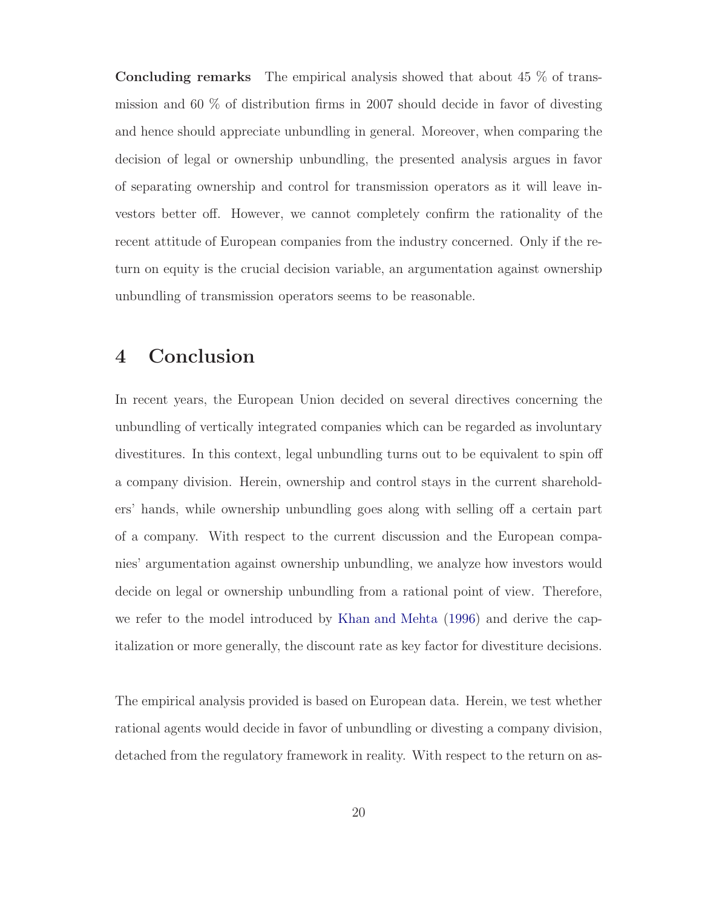**Concluding remarks** The empirical analysis showed that about 45 % of transmission and 60 % of distribution firms in 2007 should decide in favor of divesting and hence should appreciate unbundling in general. Moreover, when comparing the decision of legal or ownership unbundling, the presented analysis argues in favor of separating ownership and control for transmission operators as it will leave investors better off. However, we cannot completely confirm the rationality of the recent attitude of European companies from the industry concerned. Only if the return on equity is the crucial decision variable, an argumentation against ownership unbundling of transmission operators seems to be reasonable.

## 4 Conclusion

In recent years, the European Union decided on several directives concerning the unbundling of vertically integrated companies which can be regarded as involuntary divestitures. In this context, legal unbundling turns out to be equivalent to spin off a company division. Herein, ownership and control stays in the current shareholders' hands, while ownership unbundling goes along with selling off a certain part of a company. With respect to the current discussion and the European companies' argumentation against ownership unbundling, we analyze how investors would decide on legal or ownership unbundling from a rational point of view. Therefore, we refer to the model introduced by Khan and Mehta (1996) and derive the capitalization or more generally, the discount rate as key factor for divestiture decisions.

The empirical analysis provided is based on European data. Herein, we test whether rational agents would decide in favor of unbundling or divesting a company division, detached from the regulatory framework in reality. With respect to the return on as-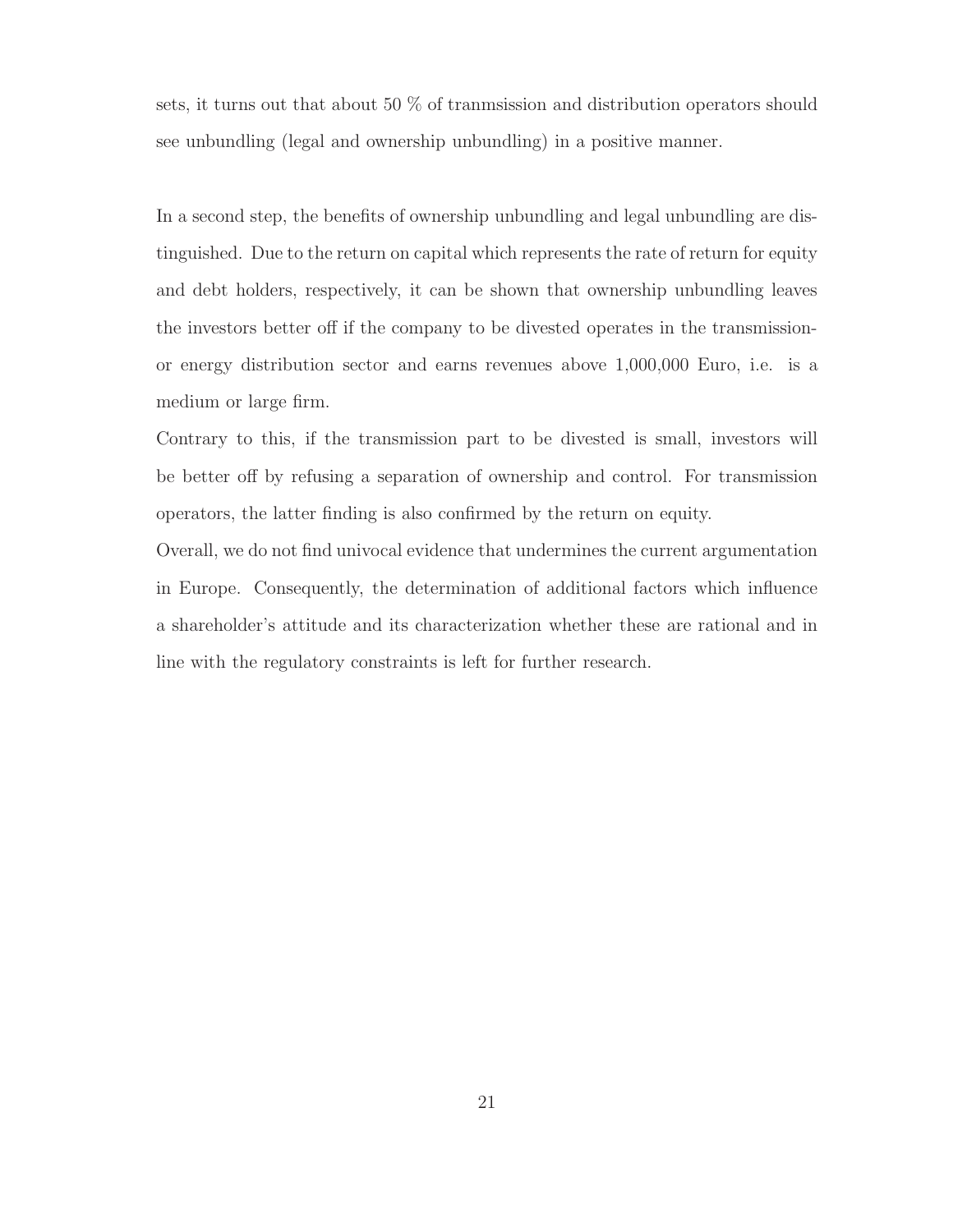sets, it turns out that about 50 % of tranmsission and distribution operators should see unbundling (legal and ownership unbundling) in a positive manner.

In a second step, the benefits of ownership unbundling and legal unbundling are distinguished. Due to the return on capital which represents the rate of return for equity and debt holders, respectively, it can be shown that ownership unbundling leaves the investors better off if the company to be divested operates in the transmission- or energy distribution sector and earns revenues above 1,000,000 Euro, i.e. is a medium or large firm.

Contrary to this, if the transmission part to be divested is small, investors will be better off by refusing a separation of ownership and control. For transmission operators, the latter finding is also confirmed by the return on equity.

Overall, we do not find univocal evidence that undermines the current argumentation in Europe. Consequently, the determination of additional factors which influence a shareholder's attitude and its characterization whether these are rational and in line with the regulatory constraints is left for further research.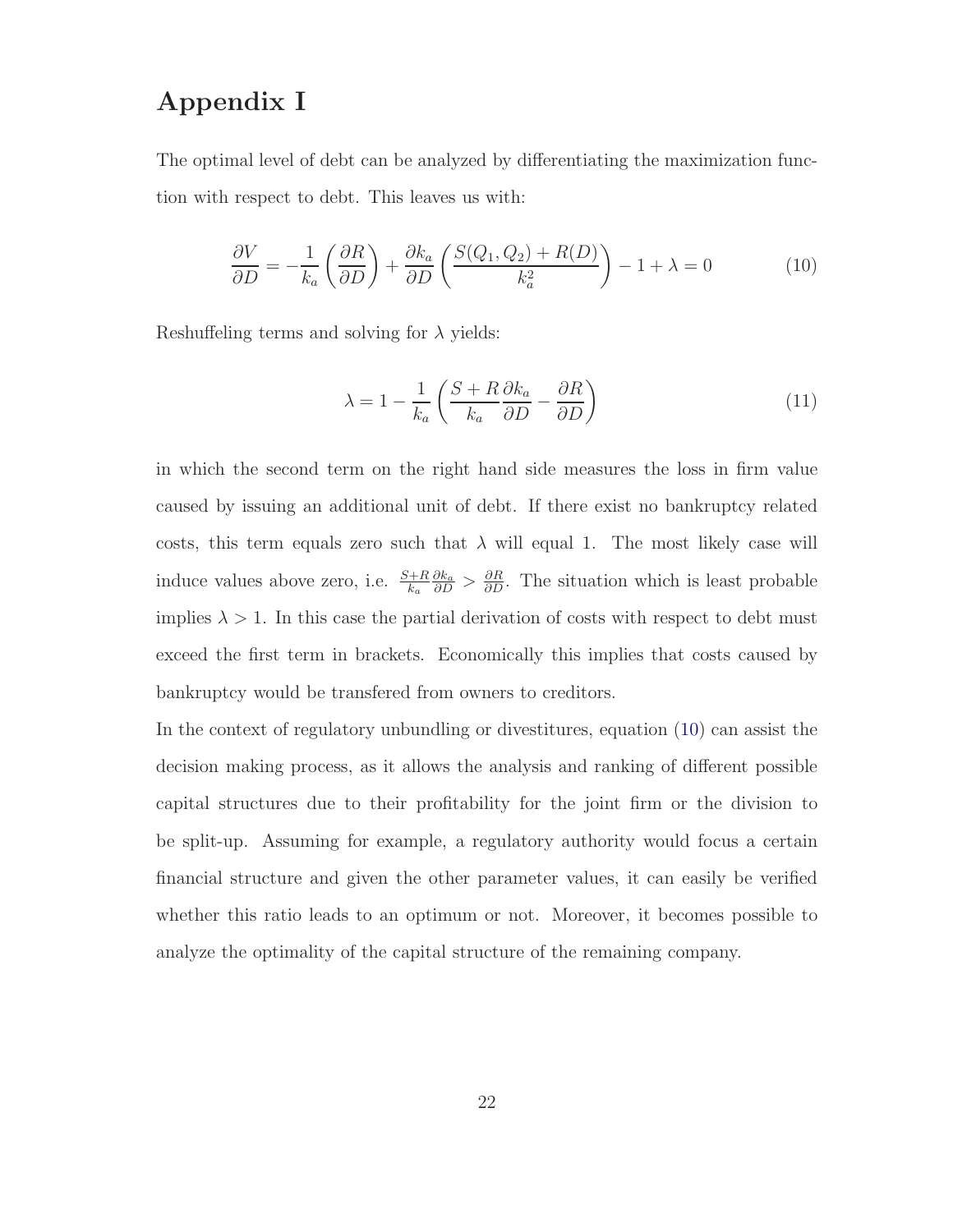# Appendix I

The optimal level of debt can be analyzed by differentiating the maximization function with respect to debt. This leaves us with:

$$\frac{\partial V}{\partial D} = -\frac{1}{k_a}\left(\frac{\partial R}{\partial D}\right) + \frac{\partial k_a}{\partial D}\left(\frac{S(Q_1, Q_2) + R(D)}{k_a^2}\right) - 1 + \lambda = 0 \tag{10}$$

Reshuffeling terms and solving for $\lambda$ yields:

$$\lambda = 1 - \frac{1}{k_a}\left(\frac{S + R}{k_a}\frac{\partial k_a}{\partial D} - \frac{\partial R}{\partial D}\right) \tag{11}$$

in which the second term on the right hand side measures the loss in firm value caused by issuing an additional unit of debt. If there exist no bankruptcy related costs, this term equals zero such that $\lambda$ will equal 1. The most likely case will induce values above zero, i.e. $\frac{S+R}{k_a}\frac{\partial k_a}{\partial D} > \frac{\partial R}{\partial D}$. The situation which is least probable implies $\lambda > 1$. In this case the partial derivation of costs with respect to debt must exceed the first term in brackets. Economically this implies that costs caused by bankruptcy would be transfered from owners to creditors.

In the context of regulatory unbundling or divestitures, equation (10) can assist the decision making process, as it allows the analysis and ranking of different possible capital structures due to their profitability for the joint firm or the division to be split-up. Assuming for example, a regulatory authority would focus a certain financial structure and given the other parameter values, it can easily be verified whether this ratio leads to an optimum or not. Moreover, it becomes possible to analyze the optimality of the capital structure of the remaining company.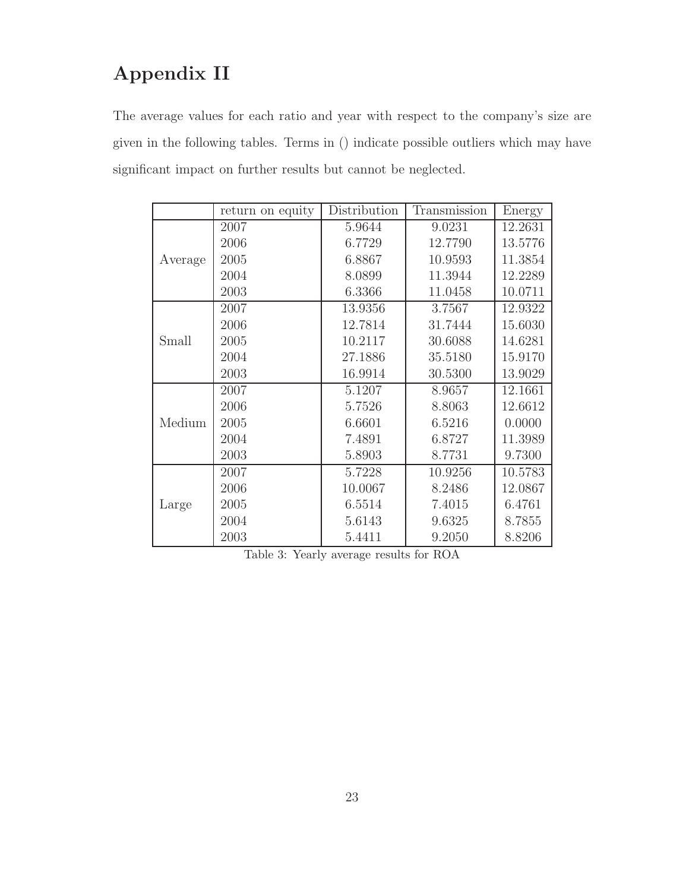# Appendix II

The average values for each ratio and year with respect to the company's size are given in the following tables. Terms in () indicate possible outliers which may have significant impact on further results but cannot be neglected.

| | return on equity | Distribution | Transmission | Energy |
|---|---|---|---|---|
| Average | 2007 | 5.9644 | 9.0231 | 12.2631 |
| | 2006 | 6.7729 | 12.7790 | 13.5776 |
| | 2005 | 6.8867 | 10.9593 | 11.3854 |
| | 2004 | 8.0899 | 11.3944 | 12.2289 |
| | 2003 | 6.3366 | 11.0458 | 10.0711 |
| Small | 2007 | 13.9356 | 3.7567 | 12.9322 |
| | 2006 | 12.7814 | 31.7444 | 15.6030 |
| | 2005 | 10.2117 | 30.6088 | 14.6281 |
| | 2004 | 27.1886 | 35.5180 | 15.9170 |
| | 2003 | 16.9914 | 30.5300 | 13.9029 |
| Medium | 2007 | 5.1207 | 8.9657 | 12.1661 |
| | 2006 | 5.7526 | 8.8063 | 12.6612 |
| | 2005 | 6.6601 | 6.5216 | 0.0000 |
| | 2004 | 7.4891 | 6.8727 | 11.3989 |
| | 2003 | 5.8903 | 8.7731 | 9.7300 |
| Large | 2007 | 5.7228 | 10.9256 | 10.5783 |
| | 2006 | 10.0067 | 8.2486 | 12.0867 |
| | 2005 | 6.5514 | 7.4015 | 6.4761 |
| | 2004 | 5.6143 | 9.6325 | 8.7855 |
| | 2003 | 5.4411 | 9.2050 | 8.8206 |

Table 3: Yearly average results for ROA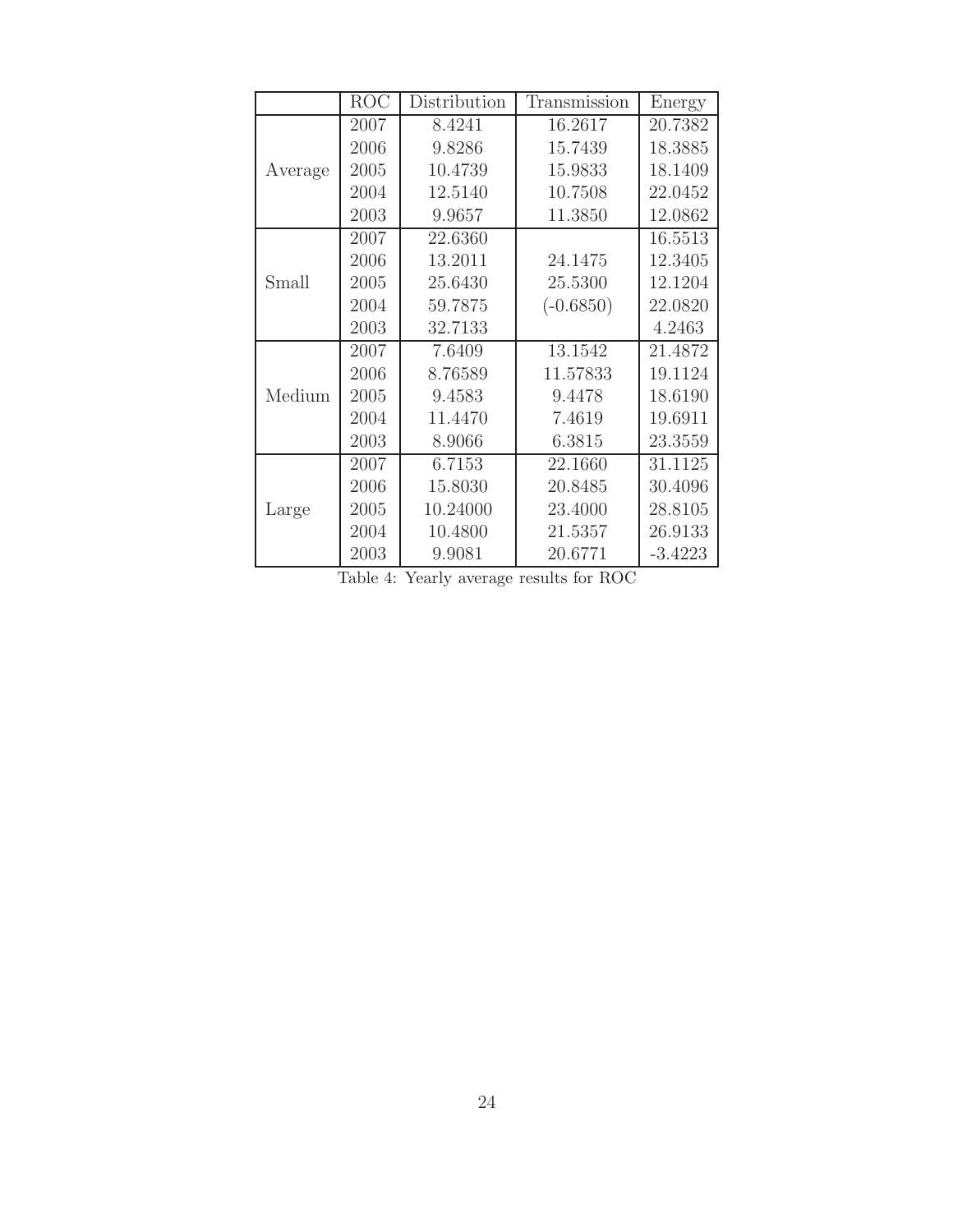| | ROC | Distribution | Transmission | Energy |
|---|---|---|---|---|
| Average | 2007 | 8.4241 | 16.2617 | 20.7382 |
| | 2006 | 9.8286 | 15.7439 | 18.3885 |
| | 2005 | 10.4739 | 15.9833 | 18.1409 |
| | 2004 | 12.5140 | 10.7508 | 22.0452 |
| | 2003 | 9.9657 | 11.3850 | 12.0862 |
| Small | 2007 | 22.6360 | | 16.5513 |
| | 2006 | 13.2011 | 24.1475 | 12.3405 |
| | 2005 | 25.6430 | 25.5300 | 12.1204 |
| | 2004 | 59.7875 | (-0.6850) | 22.0820 |
| | 2003 | 32.7133 | | 4.2463 |
| Medium | 2007 | 7.6409 | 13.1542 | 21.4872 |
| | 2006 | 8.76589 | 11.57833 | 19.1124 |
| | 2005 | 9.4583 | 9.4478 | 18.6190 |
| | 2004 | 11.4470 | 7.4619 | 19.6911 |
| | 2003 | 8.9066 | 6.3815 | 23.3559 |
| Large | 2007 | 6.7153 | 22.1660 | 31.1125 |
| | 2006 | 15.8030 | 20.8485 | 30.4096 |
| | 2005 | 10.24000 | 23.4000 | 28.8105 |
| | 2004 | 10.4800 | 21.5357 | 26.9133 |
| | 2003 | 9.9081 | 20.6771 | -3.4223 |

Table 4: Yearly average results for ROC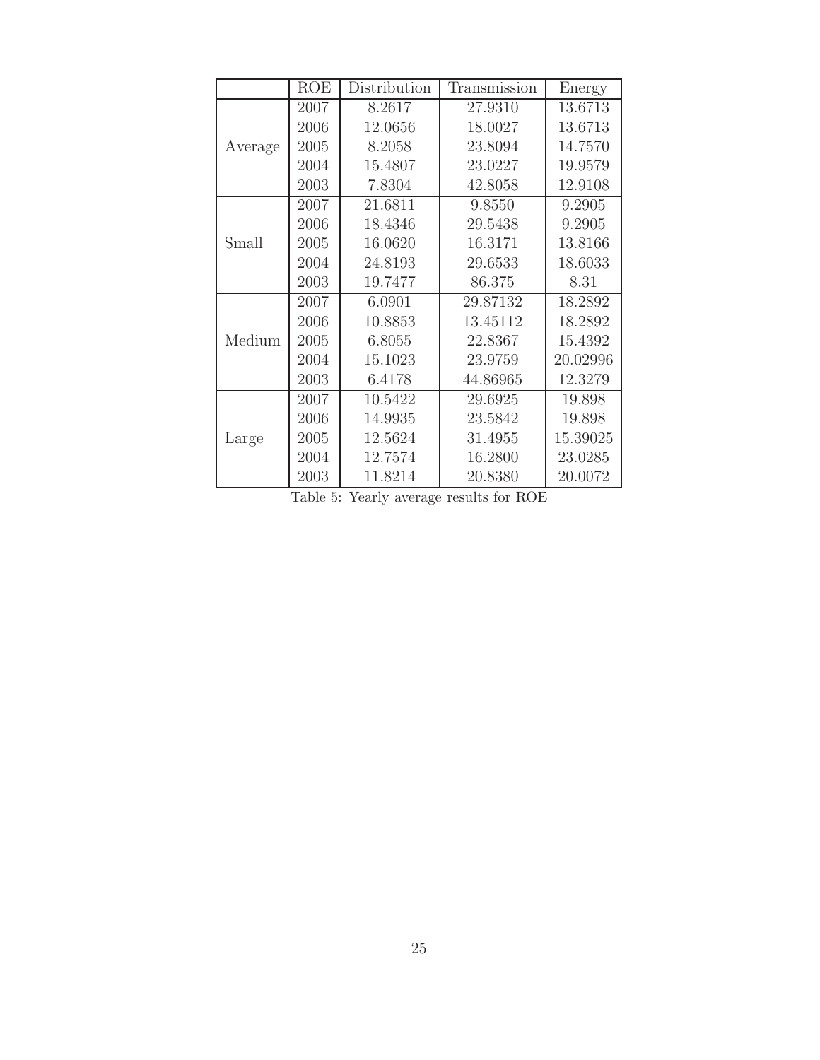| | ROE | Distribution | Transmission | Energy |
|---|---|---|---|---|
| Average | 2007 | 8.2617 | 27.9310 | 13.6713 |
| | 2006 | 12.0656 | 18.0027 | 13.6713 |
| | 2005 | 8.2058 | 23.8094 | 14.7570 |
| | 2004 | 15.4807 | 23.0227 | 19.9579 |
| | 2003 | 7.8304 | 42.8058 | 12.9108 |
| Small | 2007 | 21.6811 | 9.8550 | 9.2905 |
| | 2006 | 18.4346 | 29.5438 | 9.2905 |
| | 2005 | 16.0620 | 16.3171 | 13.8166 |
| | 2004 | 24.8193 | 29.6533 | 18.6033 |
| | 2003 | 19.7477 | 86.375 | 8.31 |
| Medium | 2007 | 6.0901 | 29.87132 | 18.2892 |
| | 2006 | 10.8853 | 13.45112 | 18.2892 |
| | 2005 | 6.8055 | 22.8367 | 15.4392 |
| | 2004 | 15.1023 | 23.9759 | 20.02996 |
| | 2003 | 6.4178 | 44.86965 | 12.3279 |
| Large | 2007 | 10.5422 | 29.6925 | 19.898 |
| | 2006 | 14.9935 | 23.5842 | 19.898 |
| | 2005 | 12.5624 | 31.4955 | 15.39025 |
| | 2004 | 12.7574 | 16.2800 | 23.0285 |
| | 2003 | 11.8214 | 20.8380 | 20.0072 |

Table 5: Yearly average results for ROE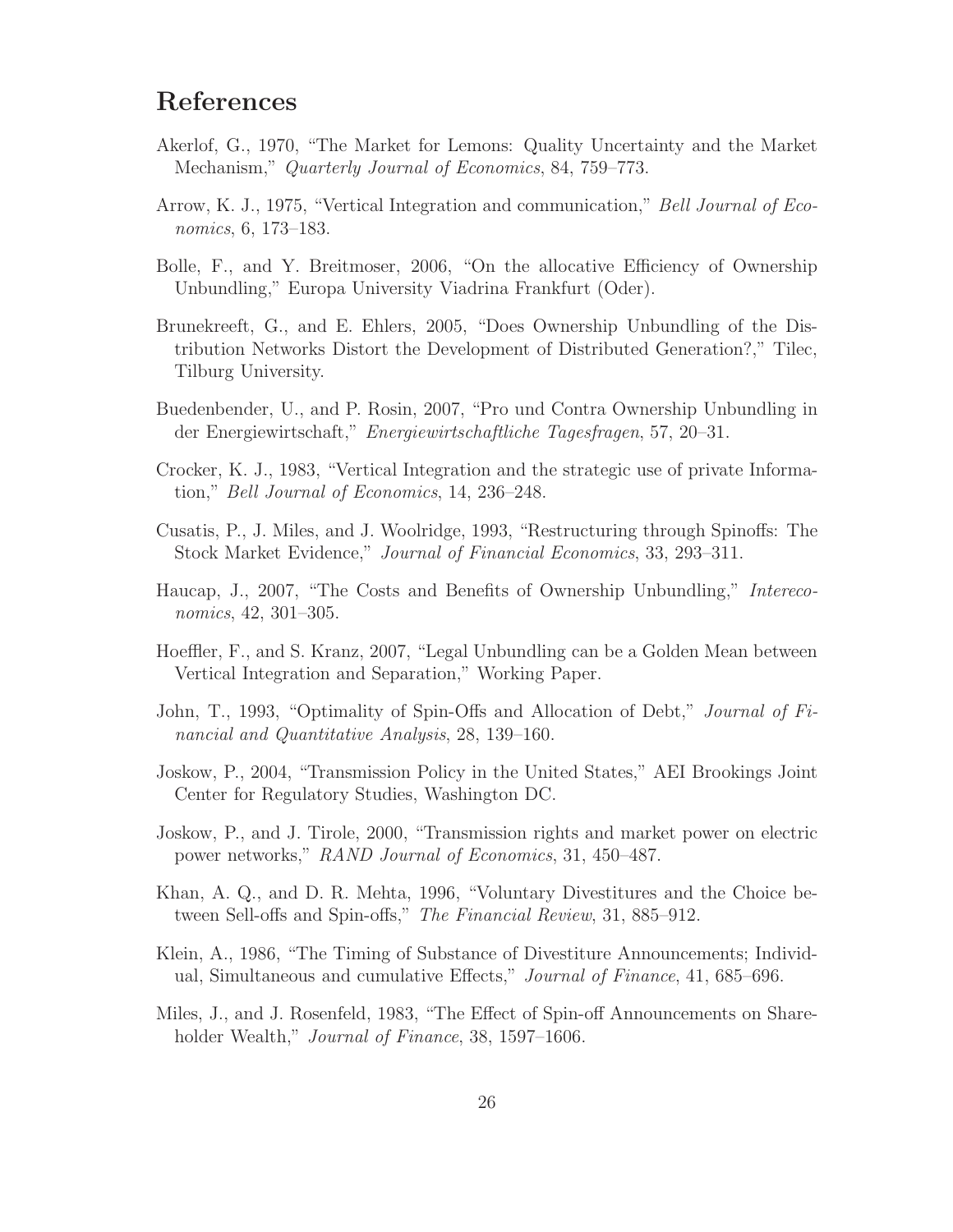## References

Akerlof, G., 1970, "The Market for Lemons: Quality Uncertainty and the Market Mechanism," *Quarterly Journal of Economics*, 84, 759–773.

Arrow, K. J., 1975, "Vertical Integration and communication," *Bell Journal of Economics*, 6, 173–183.

Bolle, F., and Y. Breitmoser, 2006, "On the allocative Efficiency of Ownership Unbundling," Europa University Viadrina Frankfurt (Oder).

Brunekreeft, G., and E. Ehlers, 2005, "Does Ownership Unbundling of the Distribution Networks Distort the Development of Distributed Generation?," Tilec, Tilburg University.

Buedenbender, U., and P. Rosin, 2007, "Pro und Contra Ownership Unbundling in der Energiewirtschaft," *Energiewirtschaftliche Tagesfragen*, 57, 20–31.

Crocker, K. J., 1983, "Vertical Integration and the strategic use of private Information," *Bell Journal of Economics*, 14, 236–248.

Cusatis, P., J. Miles, and J. Woolridge, 1993, "Restructuring through Spinoffs: The Stock Market Evidence," *Journal of Financial Economics*, 33, 293–311.

Haucap, J., 2007, "The Costs and Benefits of Ownership Unbundling," *Intereconomics*, 42, 301–305.

Hoeffler, F., and S. Kranz, 2007, "Legal Unbundling can be a Golden Mean between Vertical Integration and Separation," Working Paper.

John, T., 1993, "Optimality of Spin-Offs and Allocation of Debt," *Journal of Financial and Quantitative Analysis*, 28, 139–160.

Joskow, P., 2004, "Transmission Policy in the United States," AEI Brookings Joint Center for Regulatory Studies, Washington DC.

Joskow, P., and J. Tirole, 2000, "Transmission rights and market power on electric power networks," *RAND Journal of Economics*, 31, 450–487.

Khan, A. Q., and D. R. Mehta, 1996, "Voluntary Divestitures and the Choice between Sell-offs and Spin-offs," *The Financial Review*, 31, 885–912.

Klein, A., 1986, "The Timing of Substance of Divestiture Announcements; Individual, Simultaneous and cumulative Effects," *Journal of Finance*, 41, 685–696.

Miles, J., and J. Rosenfeld, 1983, "The Effect of Spin-off Announcements on Shareholder Wealth," *Journal of Finance*, 38, 1597–1606.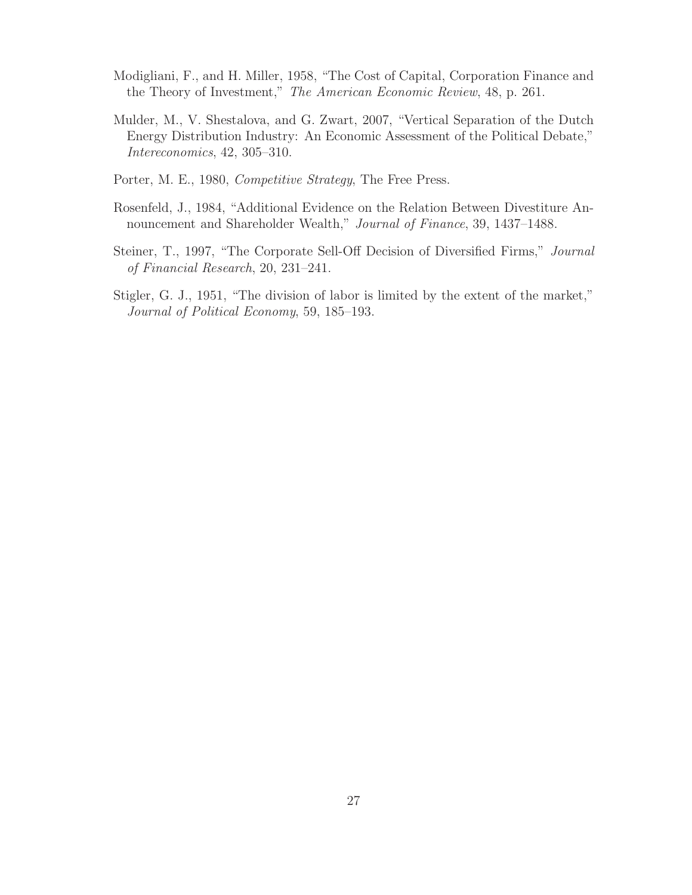Modigliani, F., and H. Miller, 1958, "The Cost of Capital, Corporation Finance and the Theory of Investment," *The American Economic Review*, 48, p. 261.

Mulder, M., V. Shestalova, and G. Zwart, 2007, "Vertical Separation of the Dutch Energy Distribution Industry: An Economic Assessment of the Political Debate," *Intereconomics*, 42, 305–310.

Porter, M. E., 1980, *Competitive Strategy*, The Free Press.

Rosenfeld, J., 1984, "Additional Evidence on the Relation Between Divestiture Announcement and Shareholder Wealth," *Journal of Finance*, 39, 1437–1488.

Steiner, T., 1997, "The Corporate Sell-Off Decision of Diversified Firms," *Journal of Financial Research*, 20, 231–241.

Stigler, G. J., 1951, "The division of labor is limited by the extent of the market," *Journal of Political Economy*, 59, 185–193.